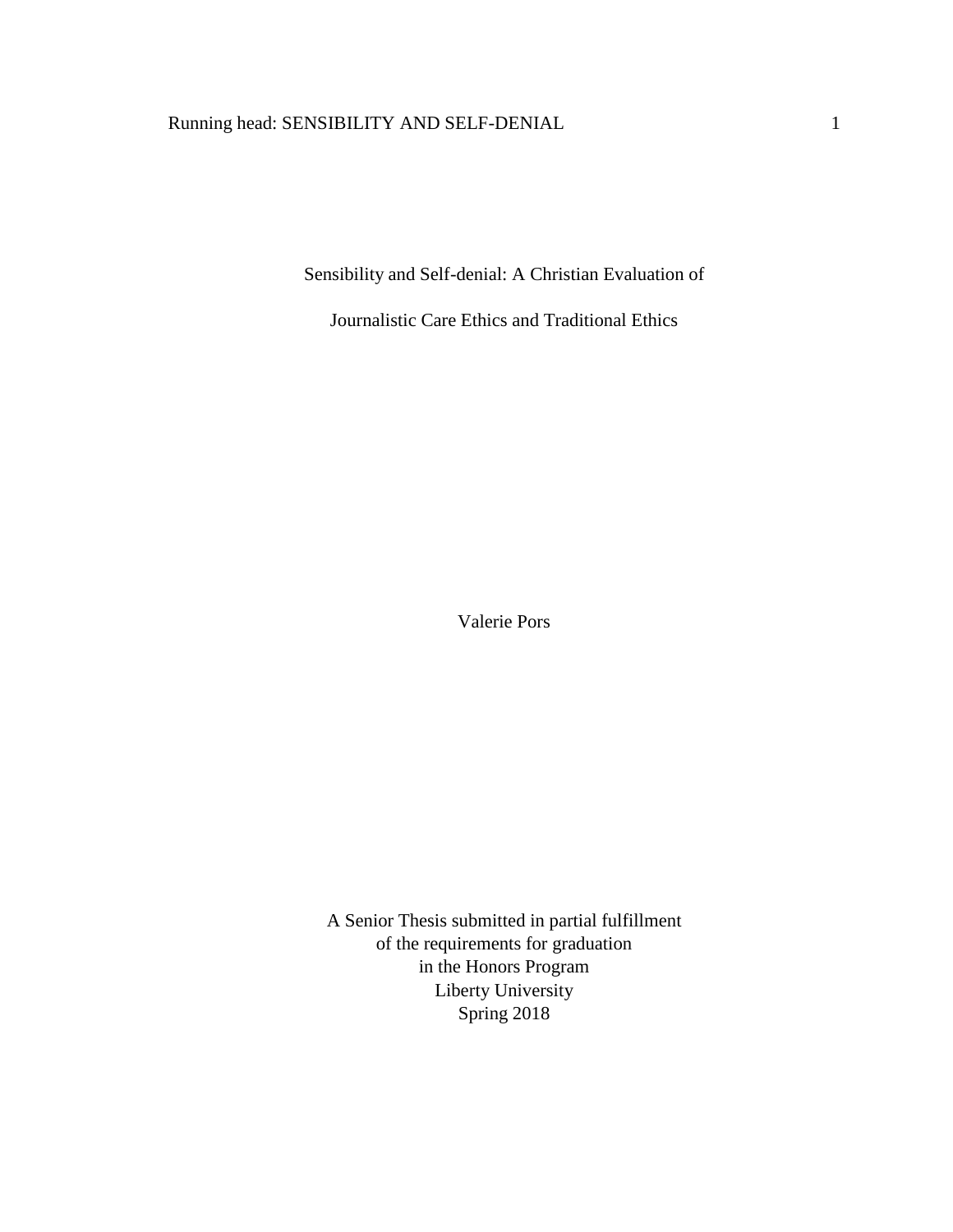# Sensibility and Self-denial: A Christian Evaluation of Journalistic Care Ethics and Traditional Ethics

Valerie Pors

A Senior Thesis submitted in partial fulfillment
of the requirements for graduation
in the Honors Program
Liberty University
Spring 2018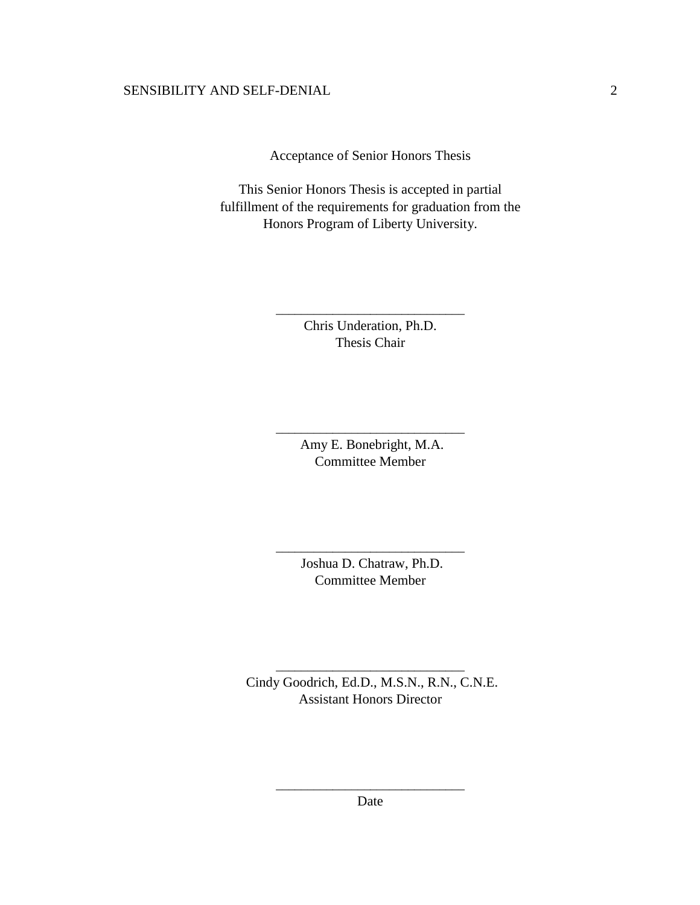Acceptance of Senior Honors Thesis

This Senior Honors Thesis is accepted in partial fulfillment of the requirements for graduation from the Honors Program of Liberty University.

______________________________
Chris Underation, Ph.D.
Thesis Chair

______________________________
Amy E. Bonebright, M.A.
Committee Member

______________________________
Joshua D. Chatraw, Ph.D.
Committee Member

______________________________
Cindy Goodrich, Ed.D., M.S.N., R.N., C.N.E.
Assistant Honors Director

______________________________
Date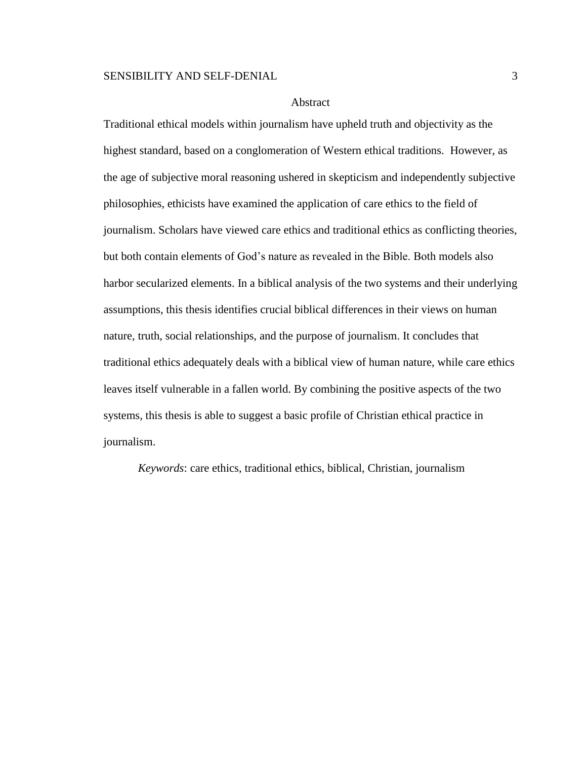## Abstract

Traditional ethical models within journalism have upheld truth and objectivity as the highest standard, based on a conglomeration of Western ethical traditions. However, as the age of subjective moral reasoning ushered in skepticism and independently subjective philosophies, ethicists have examined the application of care ethics to the field of journalism. Scholars have viewed care ethics and traditional ethics as conflicting theories, but both contain elements of God's nature as revealed in the Bible. Both models also harbor secularized elements. In a biblical analysis of the two systems and their underlying assumptions, this thesis identifies crucial biblical differences in their views on human nature, truth, social relationships, and the purpose of journalism. It concludes that traditional ethics adequately deals with a biblical view of human nature, while care ethics leaves itself vulnerable in a fallen world. By combining the positive aspects of the two systems, this thesis is able to suggest a basic profile of Christian ethical practice in journalism.

*Keywords*: care ethics, traditional ethics, biblical, Christian, journalism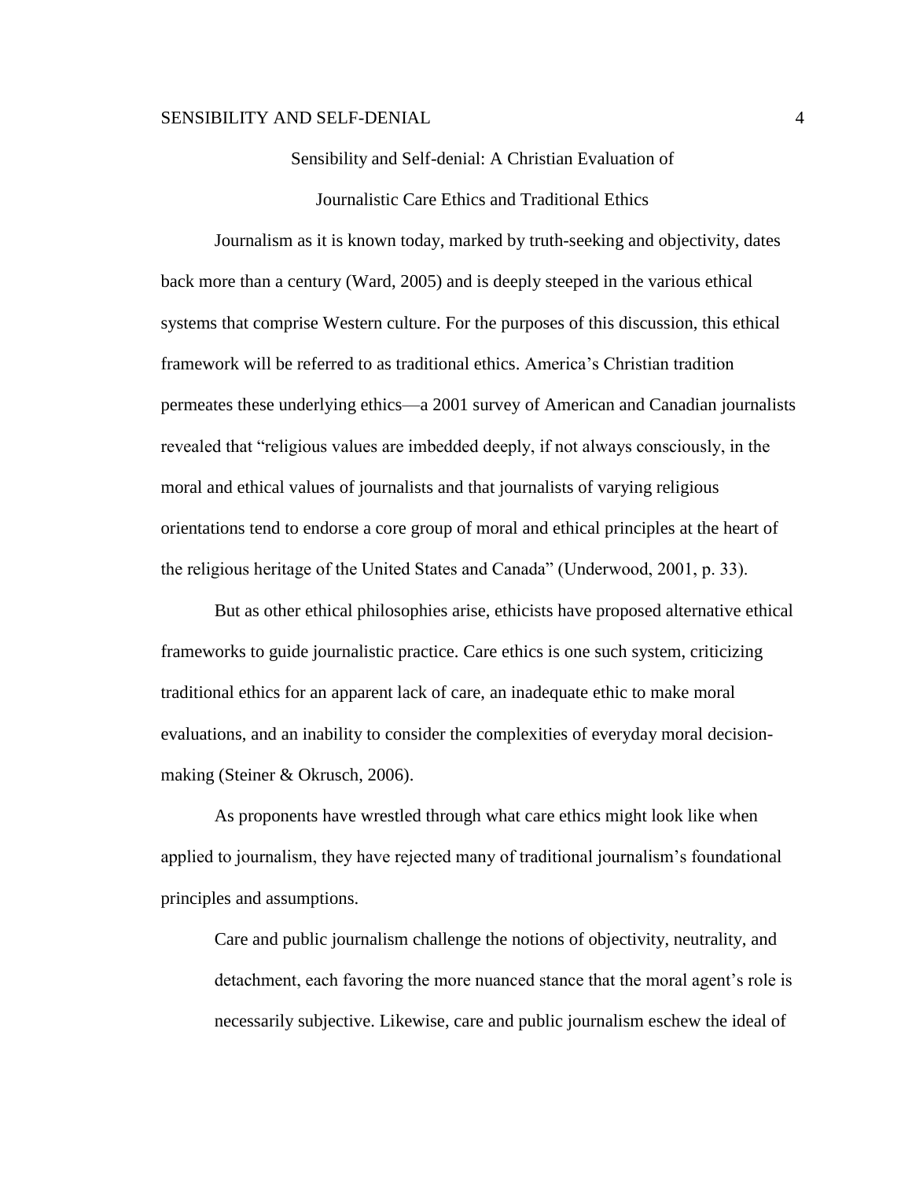# Sensibility and Self-denial: A Christian Evaluation of Journalistic Care Ethics and Traditional Ethics

Journalism as it is known today, marked by truth-seeking and objectivity, dates back more than a century (Ward, 2005) and is deeply steeped in the various ethical systems that comprise Western culture. For the purposes of this discussion, this ethical framework will be referred to as traditional ethics. America's Christian tradition permeates these underlying ethics—a 2001 survey of American and Canadian journalists revealed that "religious values are imbedded deeply, if not always consciously, in the moral and ethical values of journalists and that journalists of varying religious orientations tend to endorse a core group of moral and ethical principles at the heart of the religious heritage of the United States and Canada" (Underwood, 2001, p. 33).

But as other ethical philosophies arise, ethicists have proposed alternative ethical frameworks to guide journalistic practice. Care ethics is one such system, criticizing traditional ethics for an apparent lack of care, an inadequate ethic to make moral evaluations, and an inability to consider the complexities of everyday moral decision-making (Steiner & Okrusch, 2006).

As proponents have wrestled through what care ethics might look like when applied to journalism, they have rejected many of traditional journalism's foundational principles and assumptions.

> Care and public journalism challenge the notions of objectivity, neutrality, and detachment, each favoring the more nuanced stance that the moral agent's role is necessarily subjective. Likewise, care and public journalism eschew the ideal of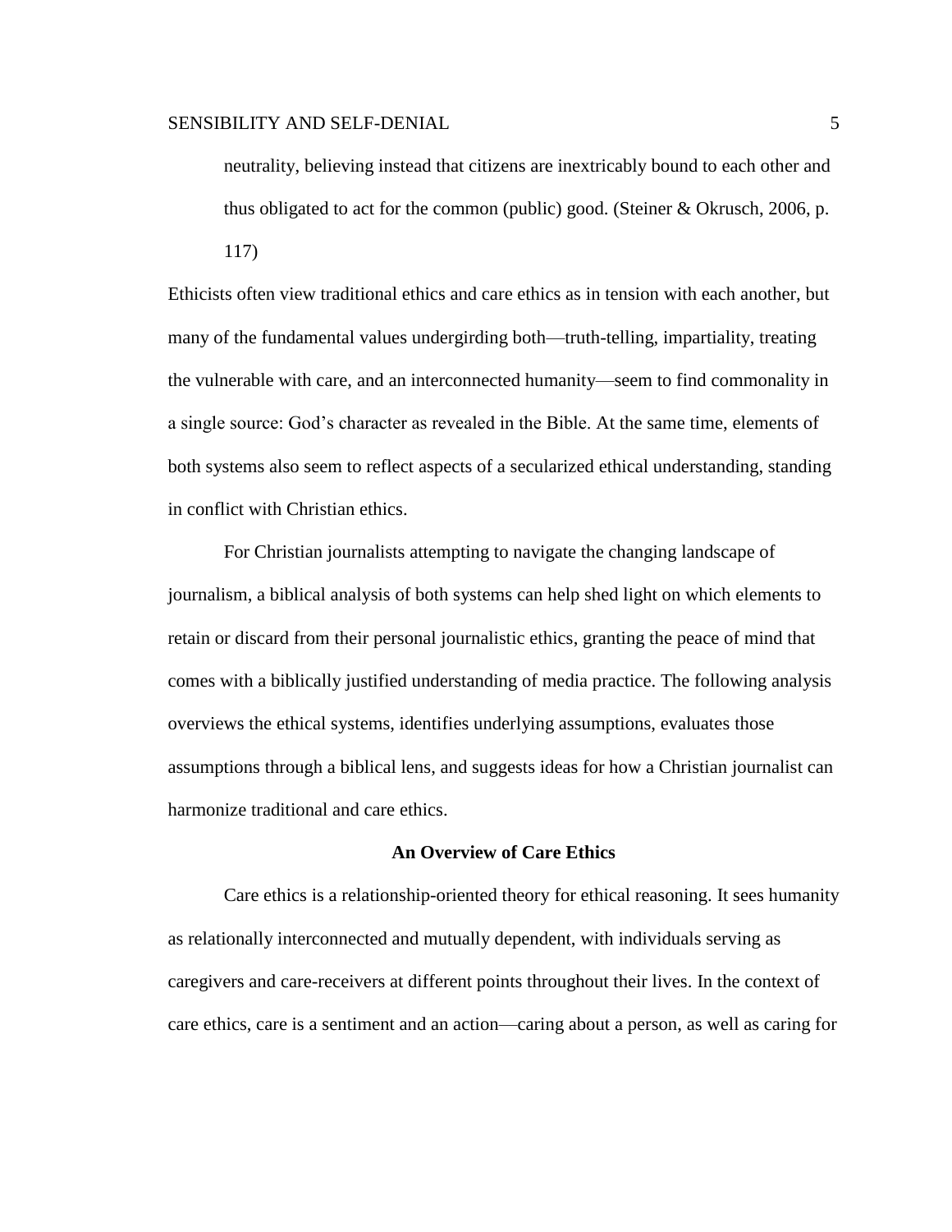> neutrality, believing instead that citizens are inextricably bound to each other and thus obligated to act for the common (public) good. (Steiner & Okrusch, 2006, p. 117)

Ethicists often view traditional ethics and care ethics as in tension with each another, but many of the fundamental values undergirding both—truth-telling, impartiality, treating the vulnerable with care, and an interconnected humanity—seem to find commonality in a single source: God's character as revealed in the Bible. At the same time, elements of both systems also seem to reflect aspects of a secularized ethical understanding, standing in conflict with Christian ethics.

For Christian journalists attempting to navigate the changing landscape of journalism, a biblical analysis of both systems can help shed light on which elements to retain or discard from their personal journalistic ethics, granting the peace of mind that comes with a biblically justified understanding of media practice. The following analysis overviews the ethical systems, identifies underlying assumptions, evaluates those assumptions through a biblical lens, and suggests ideas for how a Christian journalist can harmonize traditional and care ethics.

## An Overview of Care Ethics

Care ethics is a relationship-oriented theory for ethical reasoning. It sees humanity as relationally interconnected and mutually dependent, with individuals serving as caregivers and care-receivers at different points throughout their lives. In the context of care ethics, care is a sentiment and an action—caring about a person, as well as caring for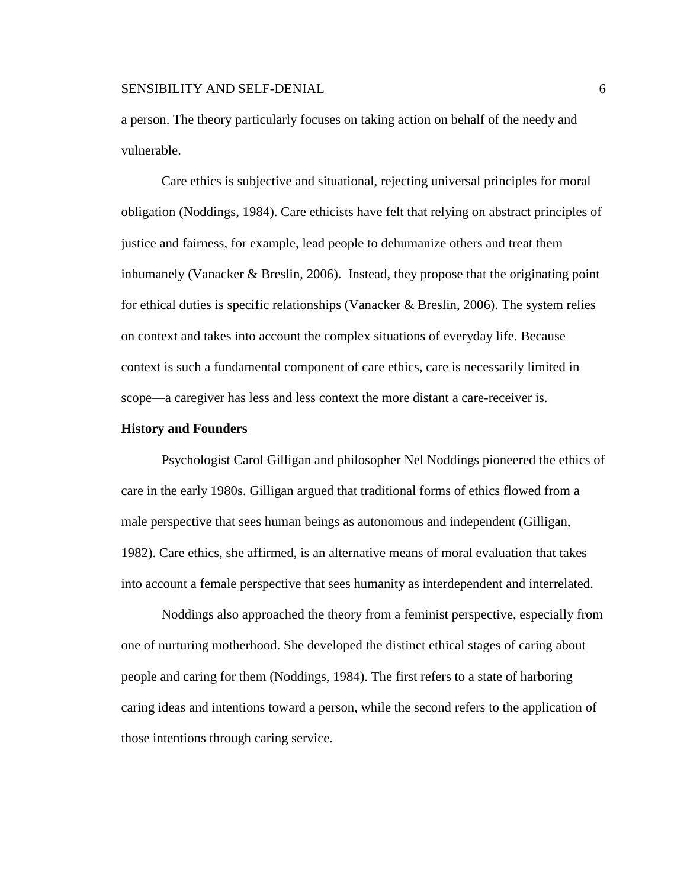a person. The theory particularly focuses on taking action on behalf of the needy and vulnerable.

Care ethics is subjective and situational, rejecting universal principles for moral obligation (Noddings, 1984). Care ethicists have felt that relying on abstract principles of justice and fairness, for example, lead people to dehumanize others and treat them inhumanely (Vanacker & Breslin, 2006). Instead, they propose that the originating point for ethical duties is specific relationships (Vanacker & Breslin, 2006). The system relies on context and takes into account the complex situations of everyday life. Because context is such a fundamental component of care ethics, care is necessarily limited in scope—a caregiver has less and less context the more distant a care-receiver is.

**History and Founders**

Psychologist Carol Gilligan and philosopher Nel Noddings pioneered the ethics of care in the early 1980s. Gilligan argued that traditional forms of ethics flowed from a male perspective that sees human beings as autonomous and independent (Gilligan, 1982). Care ethics, she affirmed, is an alternative means of moral evaluation that takes into account a female perspective that sees humanity as interdependent and interrelated.

Noddings also approached the theory from a feminist perspective, especially from one of nurturing motherhood. She developed the distinct ethical stages of caring about people and caring for them (Noddings, 1984). The first refers to a state of harboring caring ideas and intentions toward a person, while the second refers to the application of those intentions through caring service.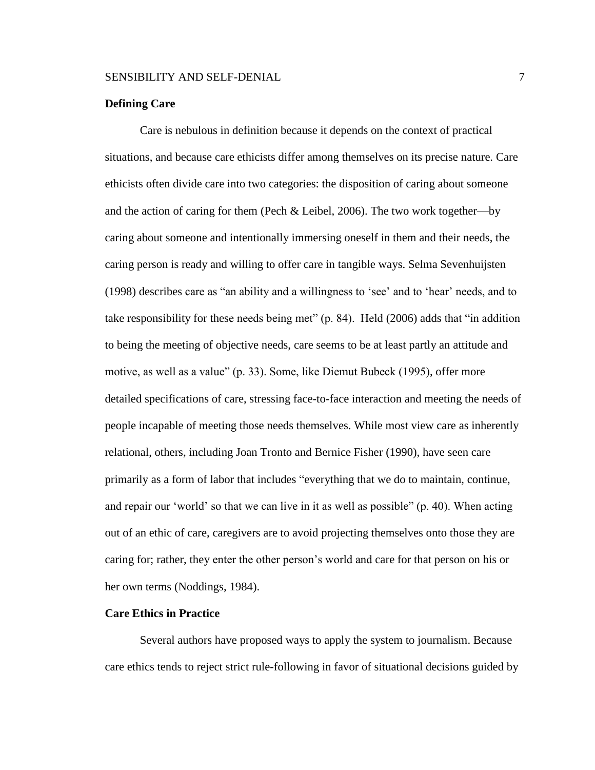**Defining Care**

Care is nebulous in definition because it depends on the context of practical situations, and because care ethicists differ among themselves on its precise nature. Care ethicists often divide care into two categories: the disposition of caring about someone and the action of caring for them (Pech & Leibel, 2006). The two work together—by caring about someone and intentionally immersing oneself in them and their needs, the caring person is ready and willing to offer care in tangible ways. Selma Sevenhuijsten (1998) describes care as "an ability and a willingness to 'see' and to 'hear' needs, and to take responsibility for these needs being met" (p. 84). Held (2006) adds that "in addition to being the meeting of objective needs, care seems to be at least partly an attitude and motive, as well as a value" (p. 33). Some, like Diemut Bubeck (1995), offer more detailed specifications of care, stressing face-to-face interaction and meeting the needs of people incapable of meeting those needs themselves. While most view care as inherently relational, others, including Joan Tronto and Bernice Fisher (1990), have seen care primarily as a form of labor that includes "everything that we do to maintain, continue, and repair our 'world' so that we can live in it as well as possible" (p. 40). When acting out of an ethic of care, caregivers are to avoid projecting themselves onto those they are caring for; rather, they enter the other person's world and care for that person on his or her own terms (Noddings, 1984).

**Care Ethics in Practice**

Several authors have proposed ways to apply the system to journalism. Because care ethics tends to reject strict rule-following in favor of situational decisions guided by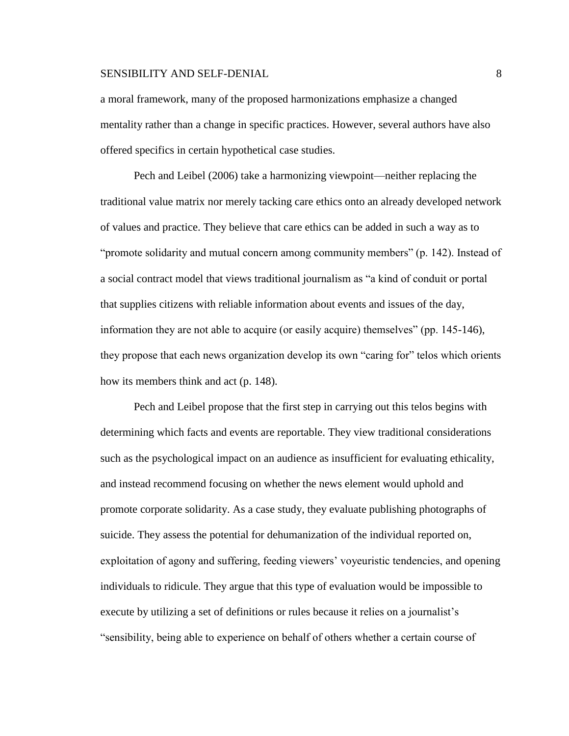a moral framework, many of the proposed harmonizations emphasize a changed mentality rather than a change in specific practices. However, several authors have also offered specifics in certain hypothetical case studies.

Pech and Leibel (2006) take a harmonizing viewpoint—neither replacing the traditional value matrix nor merely tacking care ethics onto an already developed network of values and practice. They believe that care ethics can be added in such a way as to "promote solidarity and mutual concern among community members" (p. 142). Instead of a social contract model that views traditional journalism as "a kind of conduit or portal that supplies citizens with reliable information about events and issues of the day, information they are not able to acquire (or easily acquire) themselves" (pp. 145-146), they propose that each news organization develop its own "caring for" telos which orients how its members think and act (p. 148).

Pech and Leibel propose that the first step in carrying out this telos begins with determining which facts and events are reportable. They view traditional considerations such as the psychological impact on an audience as insufficient for evaluating ethicality, and instead recommend focusing on whether the news element would uphold and promote corporate solidarity. As a case study, they evaluate publishing photographs of suicide. They assess the potential for dehumanization of the individual reported on, exploitation of agony and suffering, feeding viewers' voyeuristic tendencies, and opening individuals to ridicule. They argue that this type of evaluation would be impossible to execute by utilizing a set of definitions or rules because it relies on a journalist's "sensibility, being able to experience on behalf of others whether a certain course of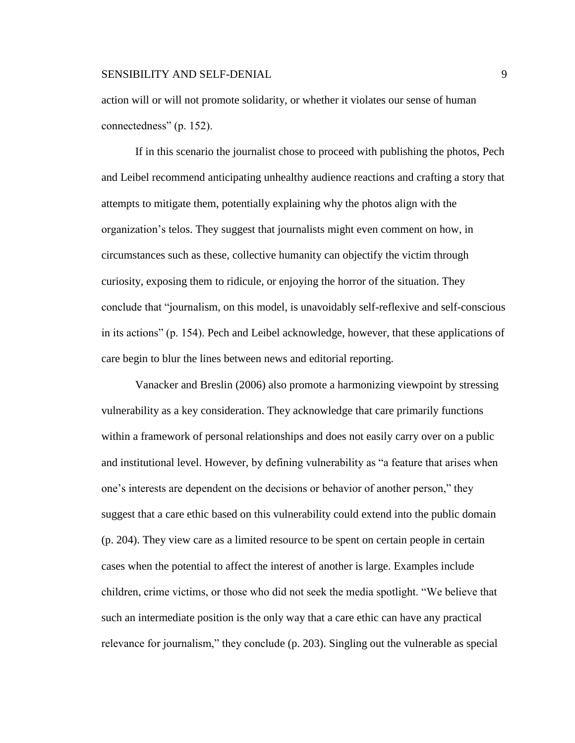action will or will not promote solidarity, or whether it violates our sense of human connectedness" (p. 152).

If in this scenario the journalist chose to proceed with publishing the photos, Pech and Leibel recommend anticipating unhealthy audience reactions and crafting a story that attempts to mitigate them, potentially explaining why the photos align with the organization's telos. They suggest that journalists might even comment on how, in circumstances such as these, collective humanity can objectify the victim through curiosity, exposing them to ridicule, or enjoying the horror of the situation. They conclude that "journalism, on this model, is unavoidably self-reflexive and self-conscious in its actions" (p. 154). Pech and Leibel acknowledge, however, that these applications of care begin to blur the lines between news and editorial reporting.

Vanacker and Breslin (2006) also promote a harmonizing viewpoint by stressing vulnerability as a key consideration. They acknowledge that care primarily functions within a framework of personal relationships and does not easily carry over on a public and institutional level. However, by defining vulnerability as "a feature that arises when one's interests are dependent on the decisions or behavior of another person," they suggest that a care ethic based on this vulnerability could extend into the public domain (p. 204). They view care as a limited resource to be spent on certain people in certain cases when the potential to affect the interest of another is large. Examples include children, crime victims, or those who did not seek the media spotlight. "We believe that such an intermediate position is the only way that a care ethic can have any practical relevance for journalism," they conclude (p. 203). Singling out the vulnerable as special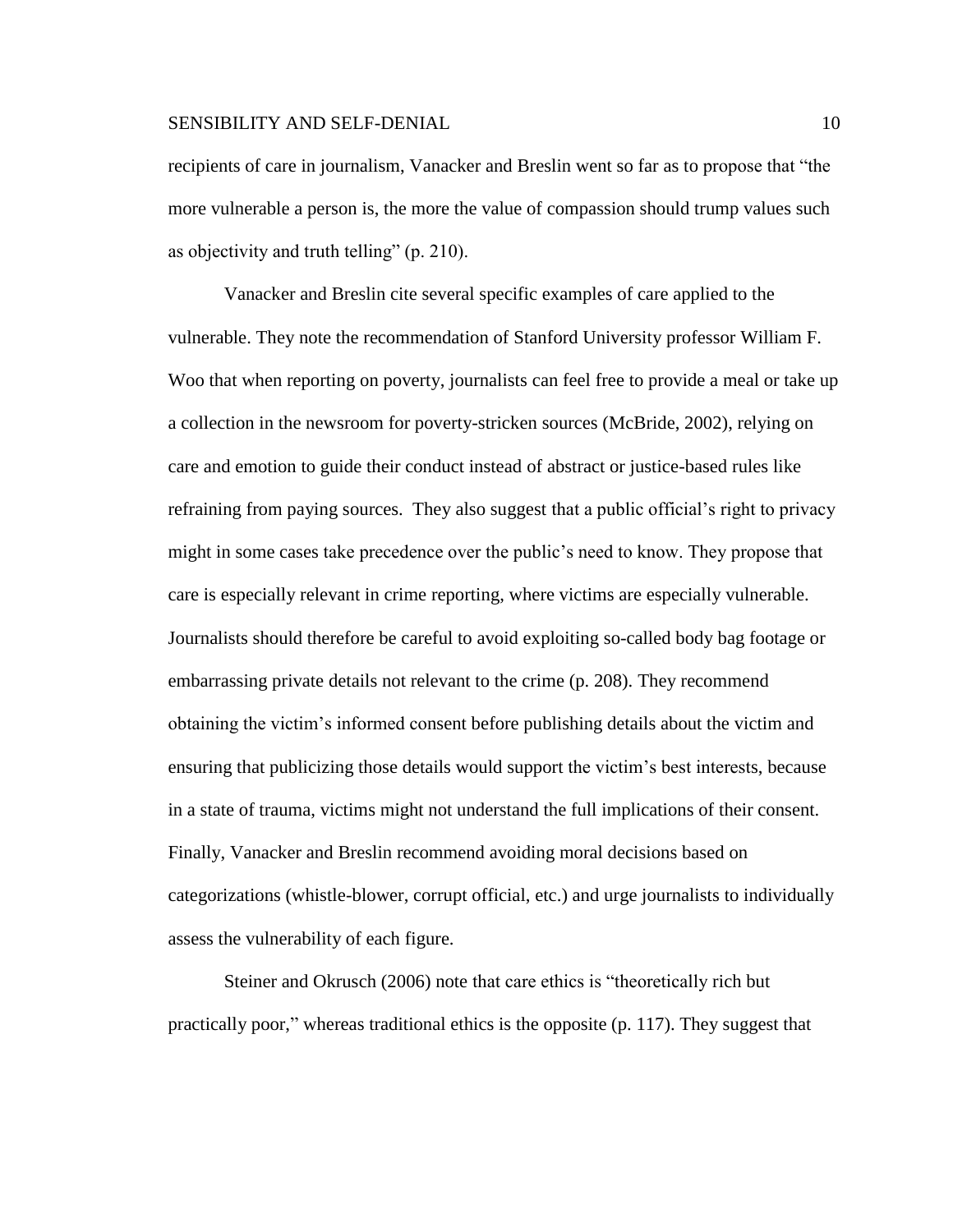recipients of care in journalism, Vanacker and Breslin went so far as to propose that "the more vulnerable a person is, the more the value of compassion should trump values such as objectivity and truth telling" (p. 210).

Vanacker and Breslin cite several specific examples of care applied to the vulnerable. They note the recommendation of Stanford University professor William F. Woo that when reporting on poverty, journalists can feel free to provide a meal or take up a collection in the newsroom for poverty-stricken sources (McBride, 2002), relying on care and emotion to guide their conduct instead of abstract or justice-based rules like refraining from paying sources. They also suggest that a public official's right to privacy might in some cases take precedence over the public's need to know. They propose that care is especially relevant in crime reporting, where victims are especially vulnerable. Journalists should therefore be careful to avoid exploiting so-called body bag footage or embarrassing private details not relevant to the crime (p. 208). They recommend obtaining the victim's informed consent before publishing details about the victim and ensuring that publicizing those details would support the victim's best interests, because in a state of trauma, victims might not understand the full implications of their consent. Finally, Vanacker and Breslin recommend avoiding moral decisions based on categorizations (whistle-blower, corrupt official, etc.) and urge journalists to individually assess the vulnerability of each figure.

Steiner and Okrusch (2006) note that care ethics is "theoretically rich but practically poor," whereas traditional ethics is the opposite (p. 117). They suggest that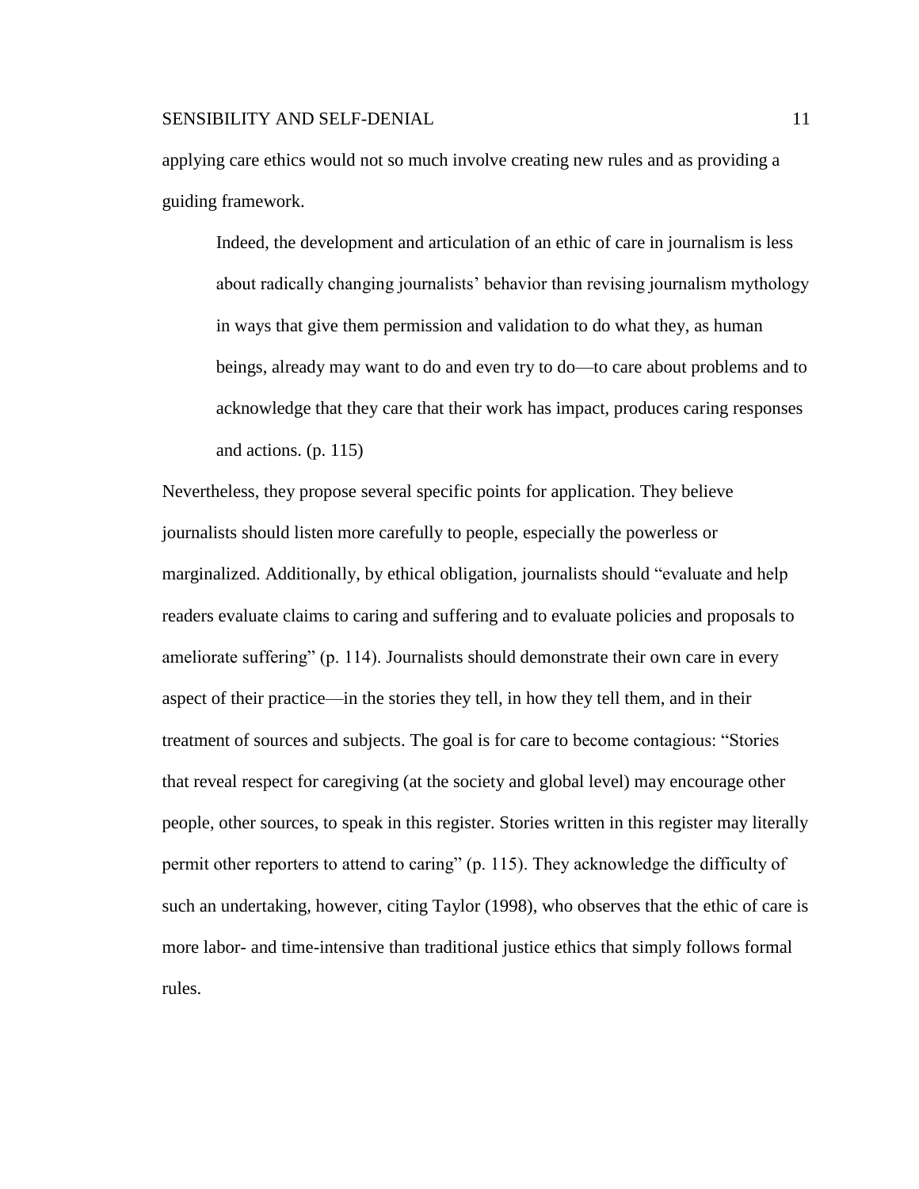applying care ethics would not so much involve creating new rules and as providing a guiding framework.

> Indeed, the development and articulation of an ethic of care in journalism is less about radically changing journalists' behavior than revising journalism mythology in ways that give them permission and validation to do what they, as human beings, already may want to do and even try to do—to care about problems and to acknowledge that they care that their work has impact, produces caring responses and actions. (p. 115)

Nevertheless, they propose several specific points for application. They believe journalists should listen more carefully to people, especially the powerless or marginalized. Additionally, by ethical obligation, journalists should "evaluate and help readers evaluate claims to caring and suffering and to evaluate policies and proposals to ameliorate suffering" (p. 114). Journalists should demonstrate their own care in every aspect of their practice—in the stories they tell, in how they tell them, and in their treatment of sources and subjects. The goal is for care to become contagious: "Stories that reveal respect for caregiving (at the society and global level) may encourage other people, other sources, to speak in this register. Stories written in this register may literally permit other reporters to attend to caring" (p. 115). They acknowledge the difficulty of such an undertaking, however, citing Taylor (1998), who observes that the ethic of care is more labor- and time-intensive than traditional justice ethics that simply follows formal rules.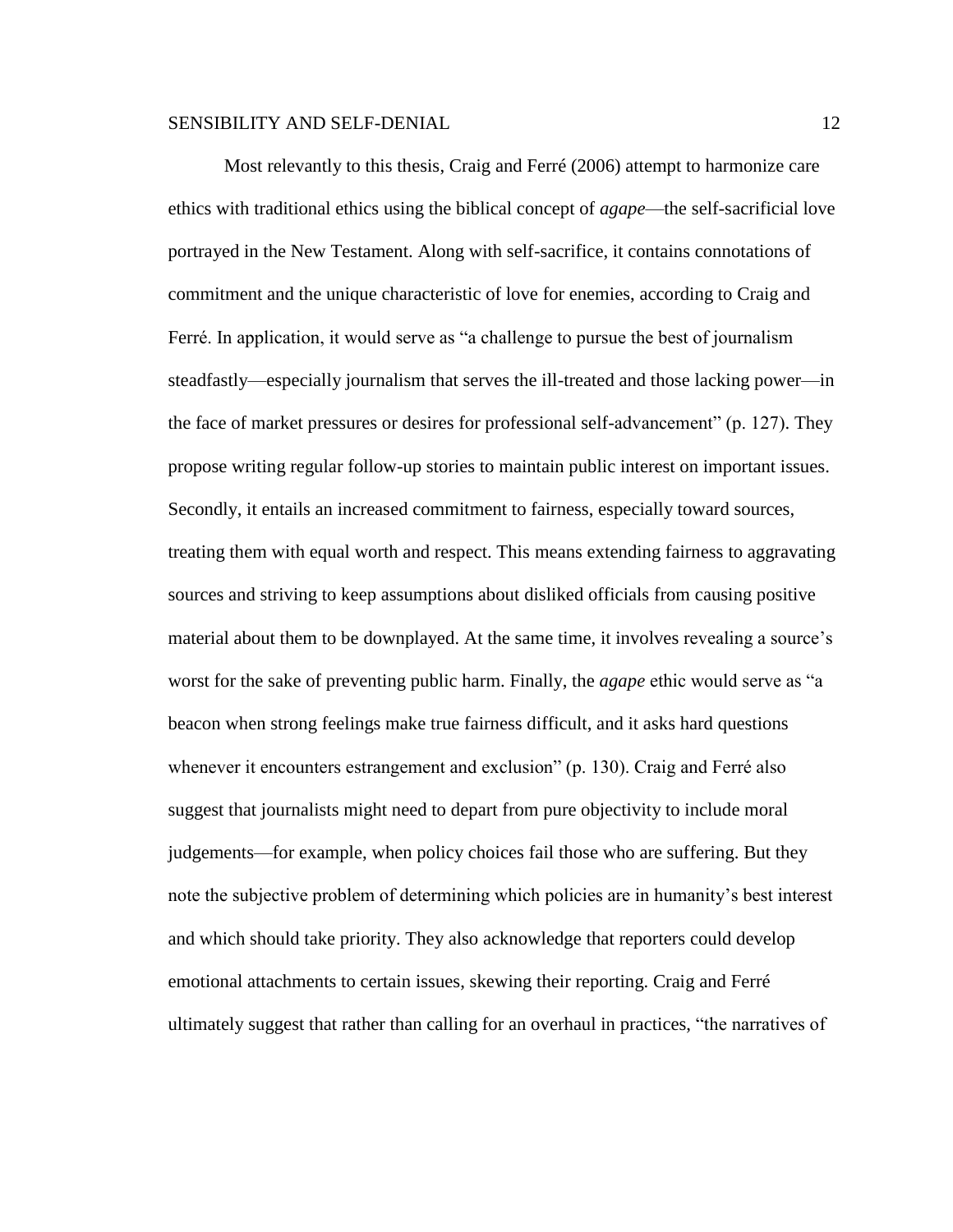Most relevantly to this thesis, Craig and Ferré (2006) attempt to harmonize care ethics with traditional ethics using the biblical concept of *agape*—the self-sacrificial love portrayed in the New Testament. Along with self-sacrifice, it contains connotations of commitment and the unique characteristic of love for enemies, according to Craig and Ferré. In application, it would serve as "a challenge to pursue the best of journalism steadfastly—especially journalism that serves the ill-treated and those lacking power—in the face of market pressures or desires for professional self-advancement" (p. 127). They propose writing regular follow-up stories to maintain public interest on important issues. Secondly, it entails an increased commitment to fairness, especially toward sources, treating them with equal worth and respect. This means extending fairness to aggravating sources and striving to keep assumptions about disliked officials from causing positive material about them to be downplayed. At the same time, it involves revealing a source's worst for the sake of preventing public harm. Finally, the *agape* ethic would serve as "a beacon when strong feelings make true fairness difficult, and it asks hard questions whenever it encounters estrangement and exclusion" (p. 130). Craig and Ferré also suggest that journalists might need to depart from pure objectivity to include moral judgements—for example, when policy choices fail those who are suffering. But they note the subjective problem of determining which policies are in humanity's best interest and which should take priority. They also acknowledge that reporters could develop emotional attachments to certain issues, skewing their reporting. Craig and Ferré ultimately suggest that rather than calling for an overhaul in practices, "the narratives of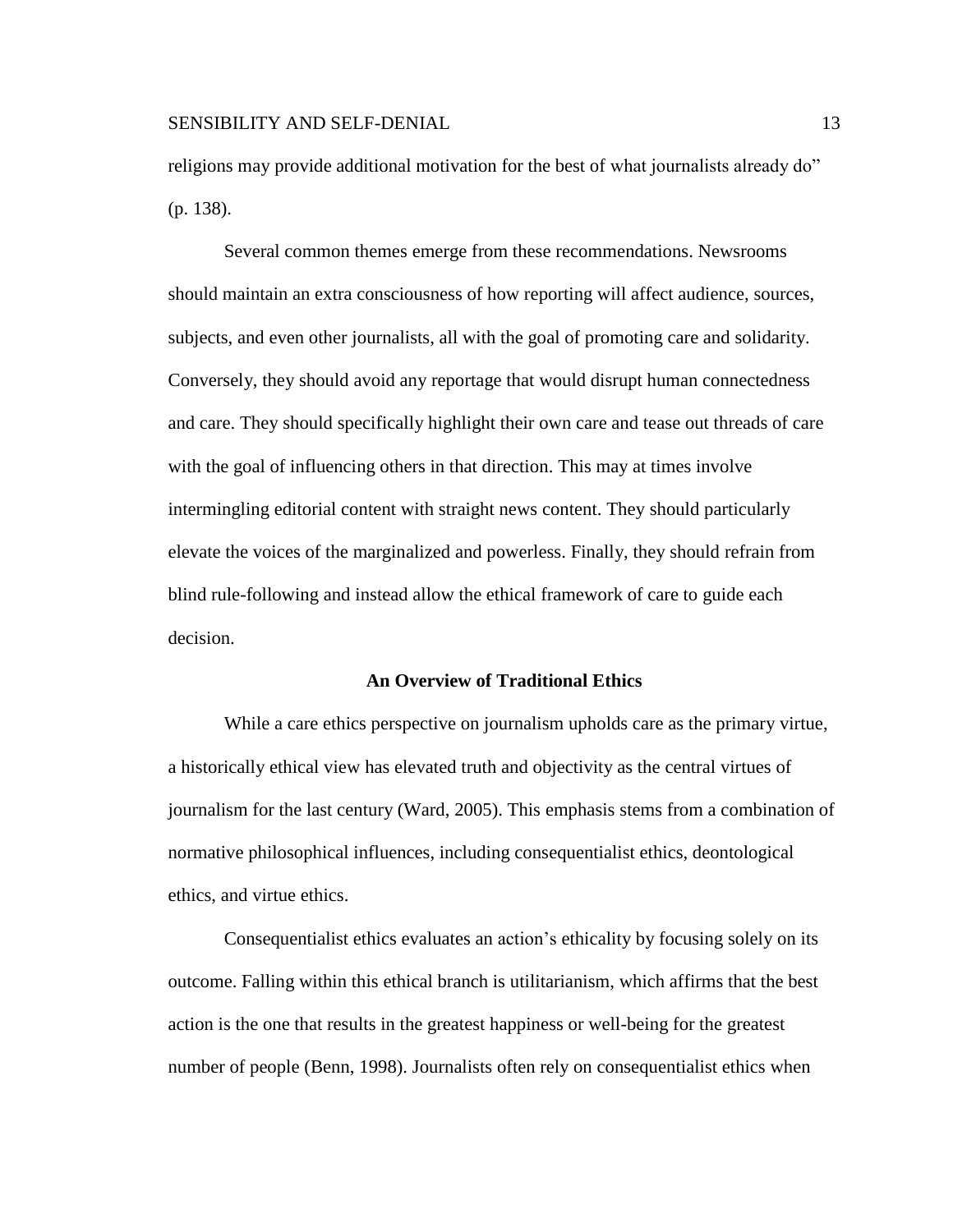religions may provide additional motivation for the best of what journalists already do" (p. 138).

Several common themes emerge from these recommendations. Newsrooms should maintain an extra consciousness of how reporting will affect audience, sources, subjects, and even other journalists, all with the goal of promoting care and solidarity. Conversely, they should avoid any reportage that would disrupt human connectedness and care. They should specifically highlight their own care and tease out threads of care with the goal of influencing others in that direction. This may at times involve intermingling editorial content with straight news content. They should particularly elevate the voices of the marginalized and powerless. Finally, they should refrain from blind rule-following and instead allow the ethical framework of care to guide each decision.

## An Overview of Traditional Ethics

While a care ethics perspective on journalism upholds care as the primary virtue, a historically ethical view has elevated truth and objectivity as the central virtues of journalism for the last century (Ward, 2005). This emphasis stems from a combination of normative philosophical influences, including consequentialist ethics, deontological ethics, and virtue ethics.

Consequentialist ethics evaluates an action's ethicality by focusing solely on its outcome. Falling within this ethical branch is utilitarianism, which affirms that the best action is the one that results in the greatest happiness or well-being for the greatest number of people (Benn, 1998). Journalists often rely on consequentialist ethics when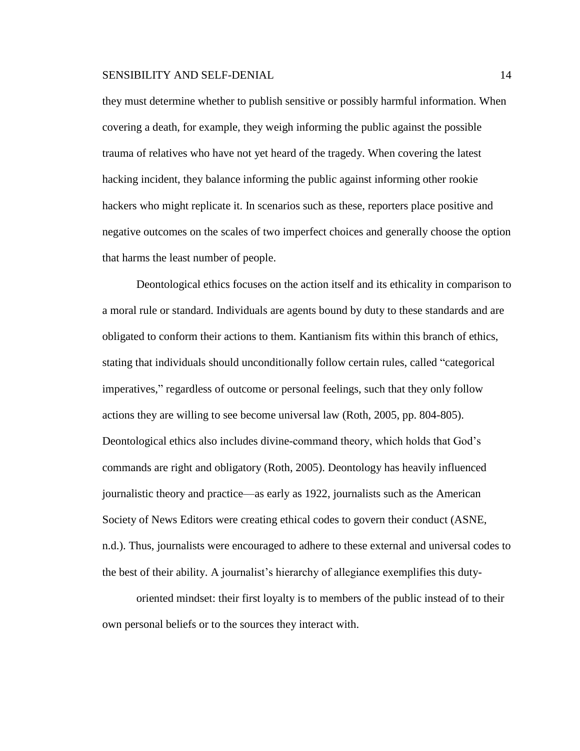they must determine whether to publish sensitive or possibly harmful information. When covering a death, for example, they weigh informing the public against the possible trauma of relatives who have not yet heard of the tragedy. When covering the latest hacking incident, they balance informing the public against informing other rookie hackers who might replicate it. In scenarios such as these, reporters place positive and negative outcomes on the scales of two imperfect choices and generally choose the option that harms the least number of people.

Deontological ethics focuses on the action itself and its ethicality in comparison to a moral rule or standard. Individuals are agents bound by duty to these standards and are obligated to conform their actions to them. Kantianism fits within this branch of ethics, stating that individuals should unconditionally follow certain rules, called "categorical imperatives," regardless of outcome or personal feelings, such that they only follow actions they are willing to see become universal law (Roth, 2005, pp. 804-805). Deontological ethics also includes divine-command theory, which holds that God's commands are right and obligatory (Roth, 2005). Deontology has heavily influenced journalistic theory and practice—as early as 1922, journalists such as the American Society of News Editors were creating ethical codes to govern their conduct (ASNE, n.d.). Thus, journalists were encouraged to adhere to these external and universal codes to the best of their ability. A journalist's hierarchy of allegiance exemplifies this duty-oriented mindset: their first loyalty is to members of the public instead of to their own personal beliefs or to the sources they interact with.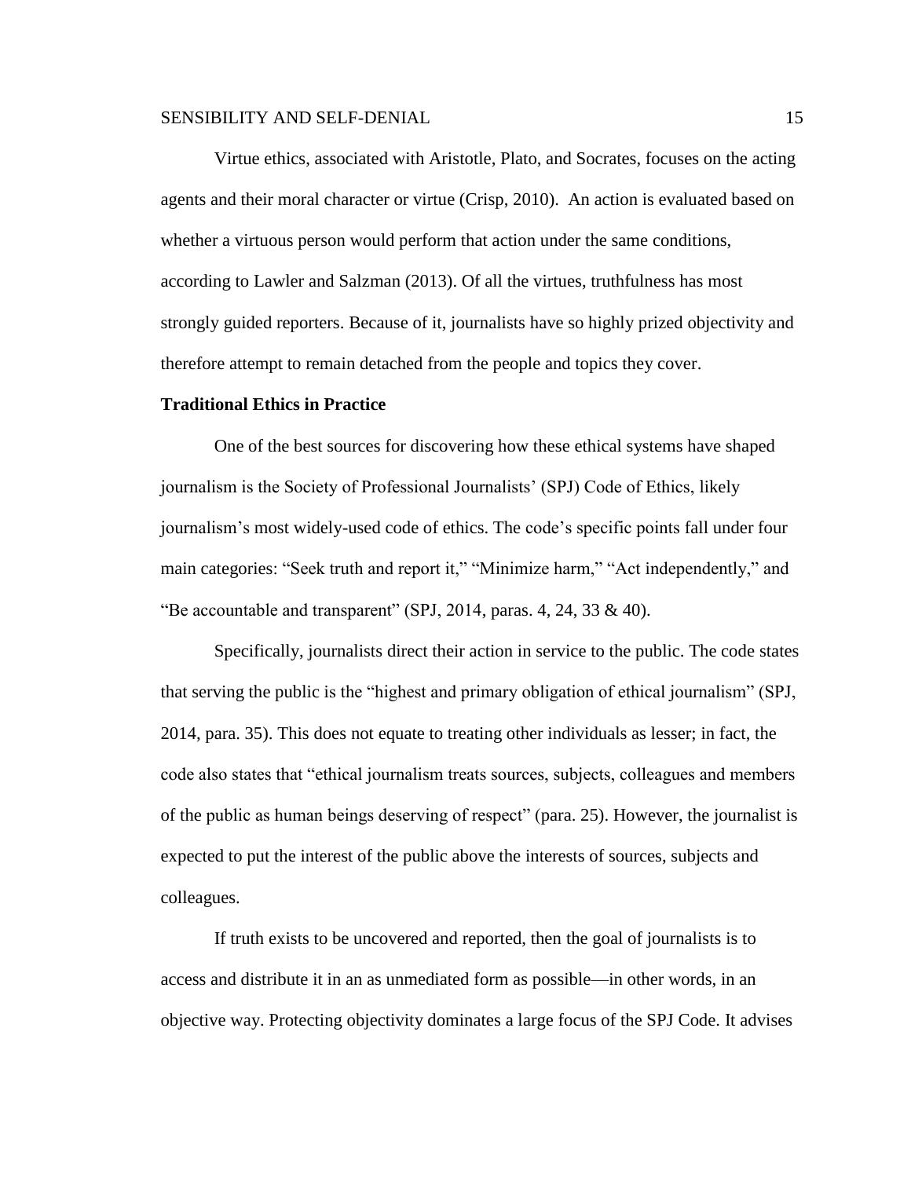Virtue ethics, associated with Aristotle, Plato, and Socrates, focuses on the acting agents and their moral character or virtue (Crisp, 2010). An action is evaluated based on whether a virtuous person would perform that action under the same conditions, according to Lawler and Salzman (2013). Of all the virtues, truthfulness has most strongly guided reporters. Because of it, journalists have so highly prized objectivity and therefore attempt to remain detached from the people and topics they cover.

**Traditional Ethics in Practice**

One of the best sources for discovering how these ethical systems have shaped journalism is the Society of Professional Journalists' (SPJ) Code of Ethics, likely journalism's most widely-used code of ethics. The code's specific points fall under four main categories: "Seek truth and report it," "Minimize harm," "Act independently," and "Be accountable and transparent" (SPJ, 2014, paras. 4, 24, 33 & 40).

Specifically, journalists direct their action in service to the public. The code states that serving the public is the "highest and primary obligation of ethical journalism" (SPJ, 2014, para. 35). This does not equate to treating other individuals as lesser; in fact, the code also states that "ethical journalism treats sources, subjects, colleagues and members of the public as human beings deserving of respect" (para. 25). However, the journalist is expected to put the interest of the public above the interests of sources, subjects and colleagues.

If truth exists to be uncovered and reported, then the goal of journalists is to access and distribute it in an as unmediated form as possible—in other words, in an objective way. Protecting objectivity dominates a large focus of the SPJ Code. It advises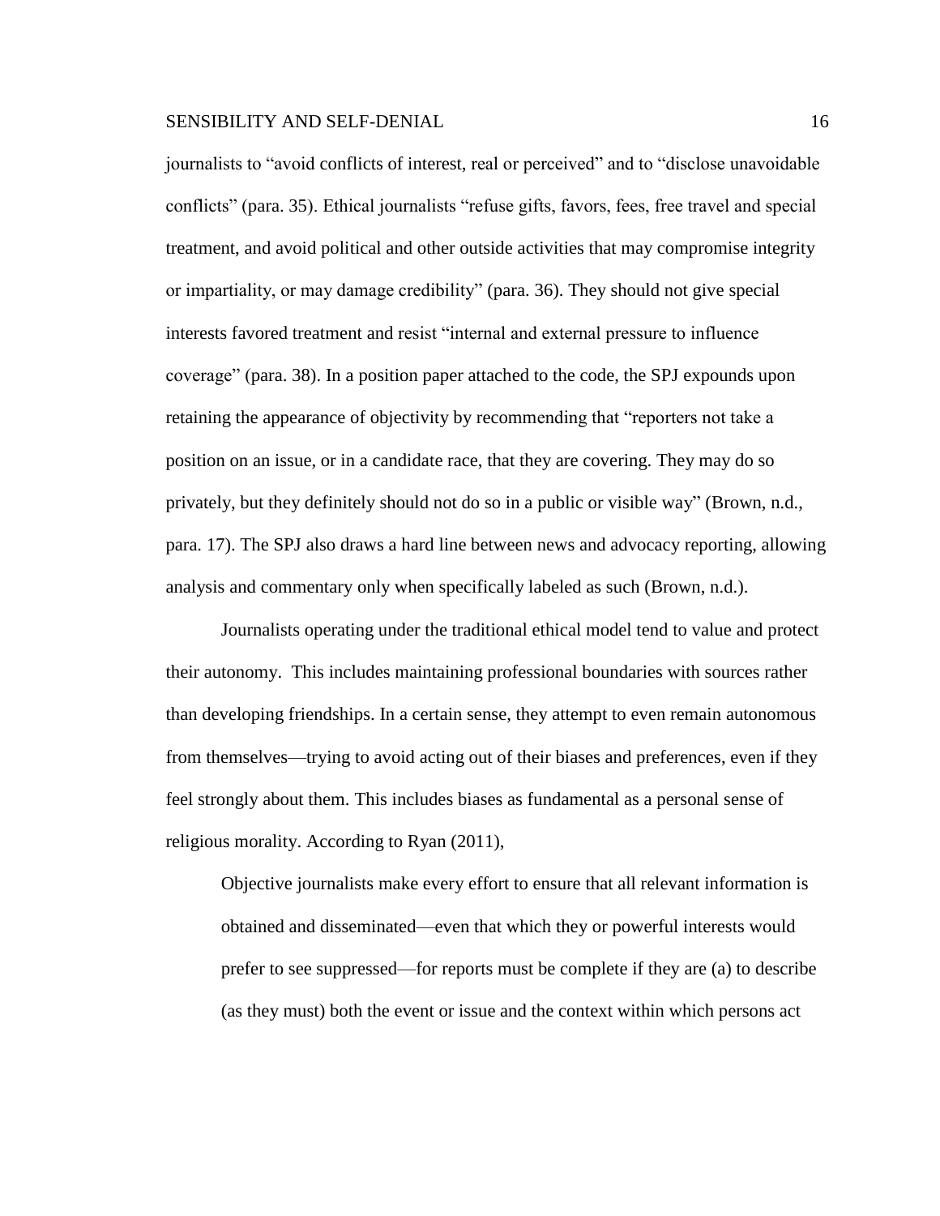journalists to "avoid conflicts of interest, real or perceived" and to "disclose unavoidable conflicts" (para. 35). Ethical journalists "refuse gifts, favors, fees, free travel and special treatment, and avoid political and other outside activities that may compromise integrity or impartiality, or may damage credibility" (para. 36). They should not give special interests favored treatment and resist "internal and external pressure to influence coverage" (para. 38). In a position paper attached to the code, the SPJ expounds upon retaining the appearance of objectivity by recommending that "reporters not take a position on an issue, or in a candidate race, that they are covering. They may do so privately, but they definitely should not do so in a public or visible way" (Brown, n.d., para. 17). The SPJ also draws a hard line between news and advocacy reporting, allowing analysis and commentary only when specifically labeled as such (Brown, n.d.).

Journalists operating under the traditional ethical model tend to value and protect their autonomy. This includes maintaining professional boundaries with sources rather than developing friendships. In a certain sense, they attempt to even remain autonomous from themselves—trying to avoid acting out of their biases and preferences, even if they feel strongly about them. This includes biases as fundamental as a personal sense of religious morality. According to Ryan (2011),

> Objective journalists make every effort to ensure that all relevant information is obtained and disseminated—even that which they or powerful interests would prefer to see suppressed—for reports must be complete if they are (a) to describe (as they must) both the event or issue and the context within which persons act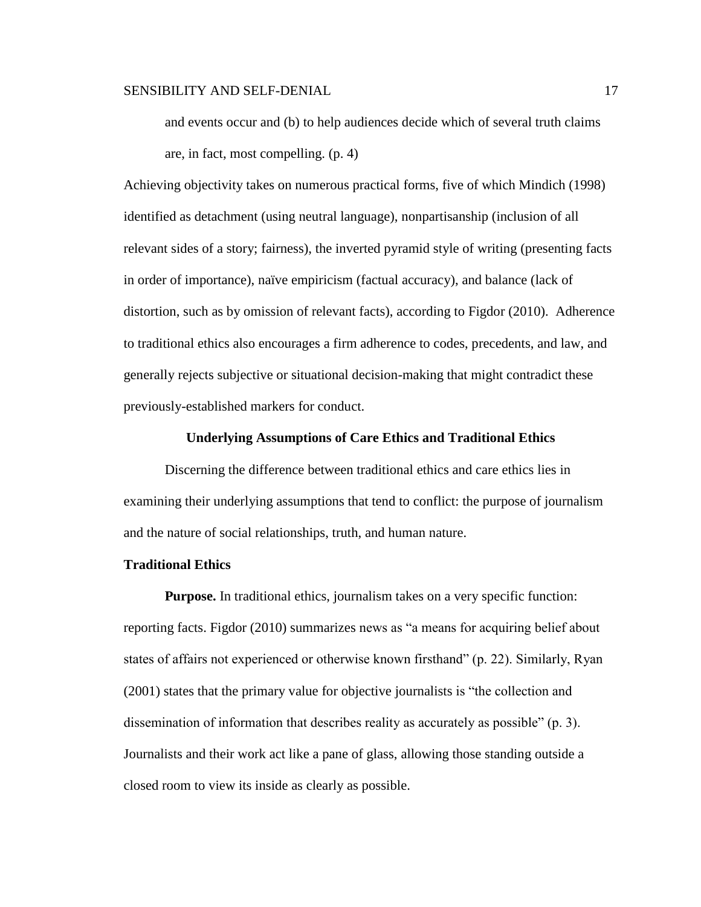> and events occur and (b) to help audiences decide which of several truth claims are, in fact, most compelling. (p. 4)

Achieving objectivity takes on numerous practical forms, five of which Mindich (1998) identified as detachment (using neutral language), nonpartisanship (inclusion of all relevant sides of a story; fairness), the inverted pyramid style of writing (presenting facts in order of importance), naïve empiricism (factual accuracy), and balance (lack of distortion, such as by omission of relevant facts), according to Figdor (2010). Adherence to traditional ethics also encourages a firm adherence to codes, precedents, and law, and generally rejects subjective or situational decision-making that might contradict these previously-established markers for conduct.

## Underlying Assumptions of Care Ethics and Traditional Ethics

Discerning the difference between traditional ethics and care ethics lies in examining their underlying assumptions that tend to conflict: the purpose of journalism and the nature of social relationships, truth, and human nature.

### Traditional Ethics

**Purpose.** In traditional ethics, journalism takes on a very specific function: reporting facts. Figdor (2010) summarizes news as "a means for acquiring belief about states of affairs not experienced or otherwise known firsthand" (p. 22). Similarly, Ryan (2001) states that the primary value for objective journalists is "the collection and dissemination of information that describes reality as accurately as possible" (p. 3). Journalists and their work act like a pane of glass, allowing those standing outside a closed room to view its inside as clearly as possible.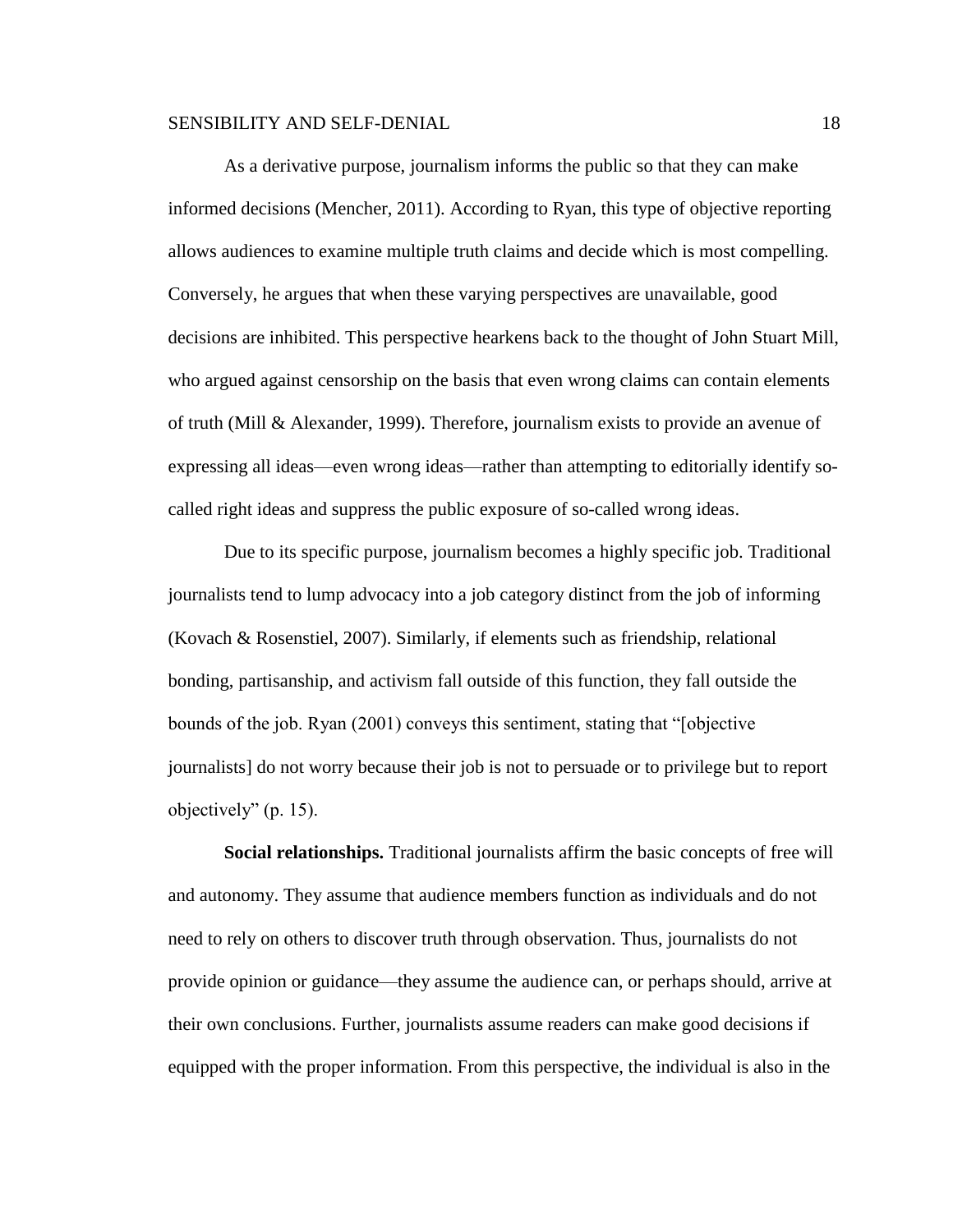As a derivative purpose, journalism informs the public so that they can make informed decisions (Mencher, 2011). According to Ryan, this type of objective reporting allows audiences to examine multiple truth claims and decide which is most compelling. Conversely, he argues that when these varying perspectives are unavailable, good decisions are inhibited. This perspective hearkens back to the thought of John Stuart Mill, who argued against censorship on the basis that even wrong claims can contain elements of truth (Mill & Alexander, 1999). Therefore, journalism exists to provide an avenue of expressing all ideas—even wrong ideas—rather than attempting to editorially identify so-called right ideas and suppress the public exposure of so-called wrong ideas.

Due to its specific purpose, journalism becomes a highly specific job. Traditional journalists tend to lump advocacy into a job category distinct from the job of informing (Kovach & Rosenstiel, 2007). Similarly, if elements such as friendship, relational bonding, partisanship, and activism fall outside of this function, they fall outside the bounds of the job. Ryan (2001) conveys this sentiment, stating that "[objective journalists] do not worry because their job is not to persuade or to privilege but to report objectively" (p. 15).

**Social relationships.** Traditional journalists affirm the basic concepts of free will and autonomy. They assume that audience members function as individuals and do not need to rely on others to discover truth through observation. Thus, journalists do not provide opinion or guidance—they assume the audience can, or perhaps should, arrive at their own conclusions. Further, journalists assume readers can make good decisions if equipped with the proper information. From this perspective, the individual is also in the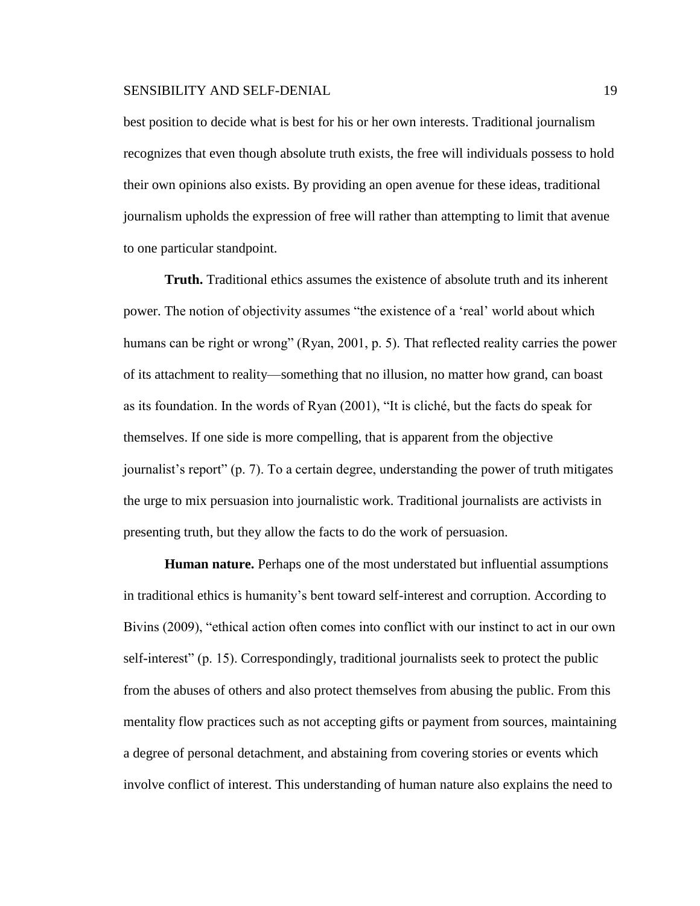best position to decide what is best for his or her own interests. Traditional journalism recognizes that even though absolute truth exists, the free will individuals possess to hold their own opinions also exists. By providing an open avenue for these ideas, traditional journalism upholds the expression of free will rather than attempting to limit that avenue to one particular standpoint.

**Truth.** Traditional ethics assumes the existence of absolute truth and its inherent power. The notion of objectivity assumes "the existence of a 'real' world about which humans can be right or wrong" (Ryan, 2001, p. 5). That reflected reality carries the power of its attachment to reality—something that no illusion, no matter how grand, can boast as its foundation. In the words of Ryan (2001), "It is cliché, but the facts do speak for themselves. If one side is more compelling, that is apparent from the objective journalist's report" (p. 7). To a certain degree, understanding the power of truth mitigates the urge to mix persuasion into journalistic work. Traditional journalists are activists in presenting truth, but they allow the facts to do the work of persuasion.

**Human nature.** Perhaps one of the most understated but influential assumptions in traditional ethics is humanity's bent toward self-interest and corruption. According to Bivins (2009), "ethical action often comes into conflict with our instinct to act in our own self-interest" (p. 15). Correspondingly, traditional journalists seek to protect the public from the abuses of others and also protect themselves from abusing the public. From this mentality flow practices such as not accepting gifts or payment from sources, maintaining a degree of personal detachment, and abstaining from covering stories or events which involve conflict of interest. This understanding of human nature also explains the need to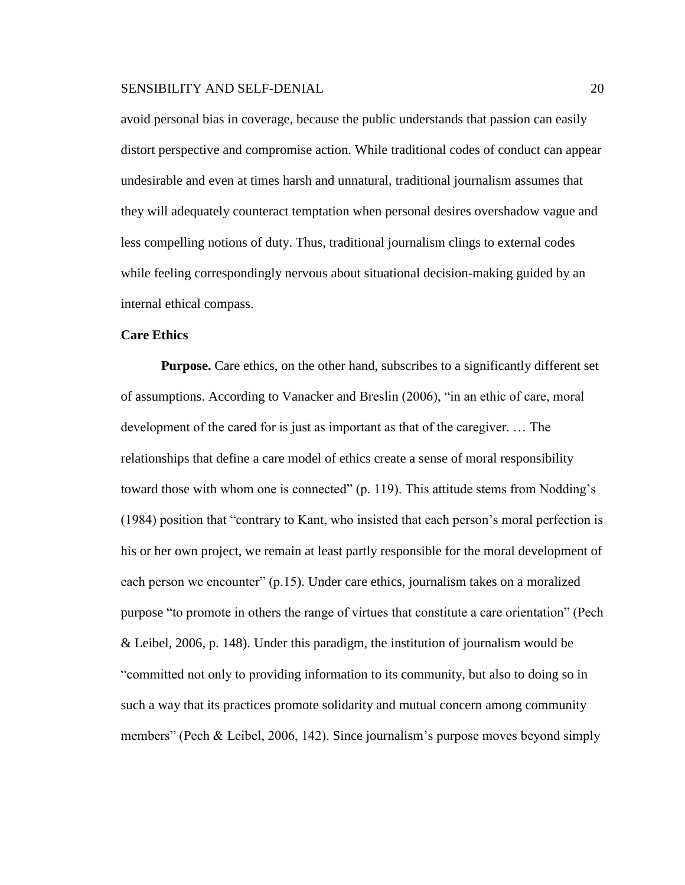avoid personal bias in coverage, because the public understands that passion can easily distort perspective and compromise action. While traditional codes of conduct can appear undesirable and even at times harsh and unnatural, traditional journalism assumes that they will adequately counteract temptation when personal desires overshadow vague and less compelling notions of duty. Thus, traditional journalism clings to external codes while feeling correspondingly nervous about situational decision-making guided by an internal ethical compass.

### Care Ethics

**Purpose.** Care ethics, on the other hand, subscribes to a significantly different set of assumptions. According to Vanacker and Breslin (2006), "in an ethic of care, moral development of the cared for is just as important as that of the caregiver. … The relationships that define a care model of ethics create a sense of moral responsibility toward those with whom one is connected" (p. 119). This attitude stems from Nodding's (1984) position that "contrary to Kant, who insisted that each person's moral perfection is his or her own project, we remain at least partly responsible for the moral development of each person we encounter" (p.15). Under care ethics, journalism takes on a moralized purpose "to promote in others the range of virtues that constitute a care orientation" (Pech & Leibel, 2006, p. 148). Under this paradigm, the institution of journalism would be "committed not only to providing information to its community, but also to doing so in such a way that its practices promote solidarity and mutual concern among community members" (Pech & Leibel, 2006, 142). Since journalism's purpose moves beyond simply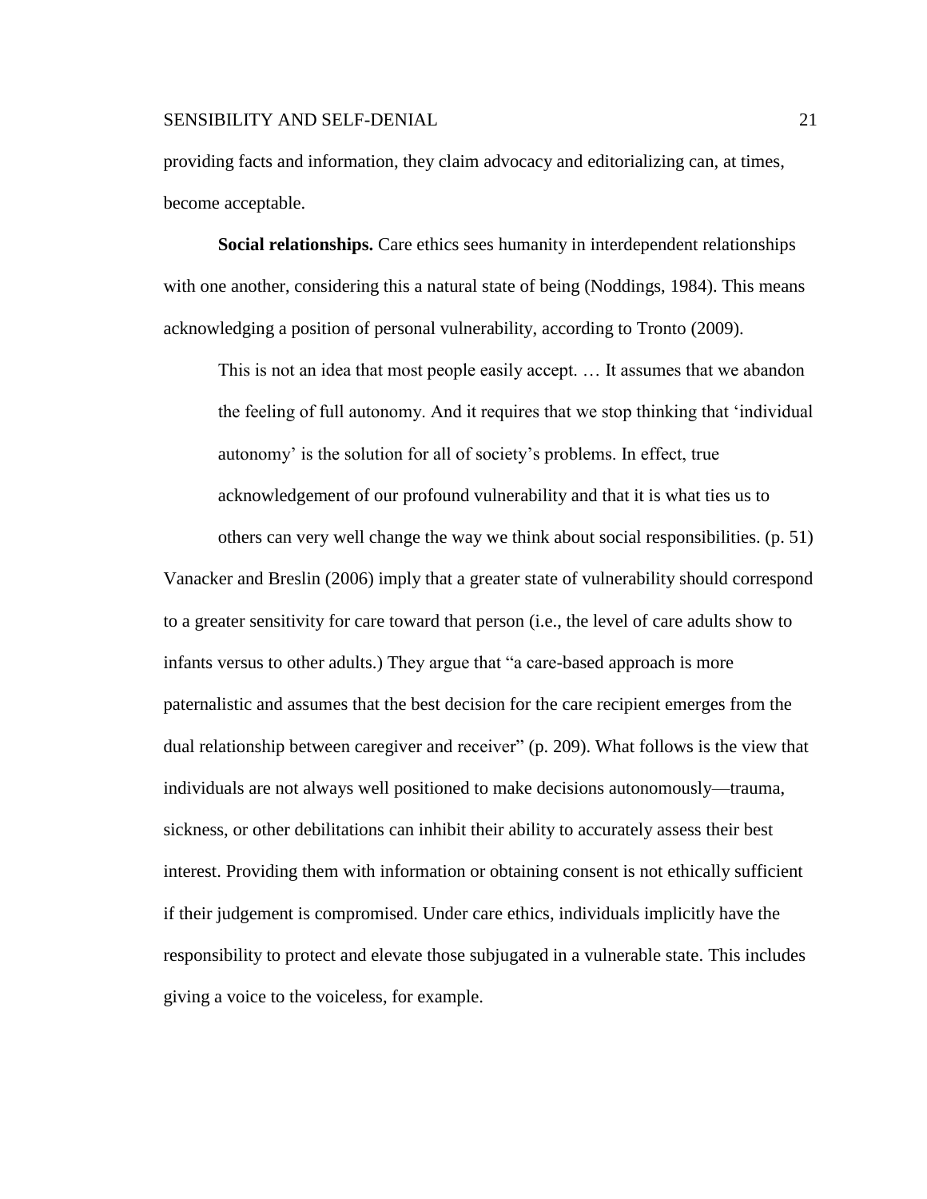providing facts and information, they claim advocacy and editorializing can, at times, become acceptable.

**Social relationships.** Care ethics sees humanity in interdependent relationships with one another, considering this a natural state of being (Noddings, 1984). This means acknowledging a position of personal vulnerability, according to Tronto (2009).

> This is not an idea that most people easily accept. … It assumes that we abandon the feeling of full autonomy. And it requires that we stop thinking that 'individual autonomy' is the solution for all of society's problems. In effect, true acknowledgement of our profound vulnerability and that it is what ties us to others can very well change the way we think about social responsibilities. (p. 51)

Vanacker and Breslin (2006) imply that a greater state of vulnerability should correspond to a greater sensitivity for care toward that person (i.e., the level of care adults show to infants versus to other adults.) They argue that "a care-based approach is more paternalistic and assumes that the best decision for the care recipient emerges from the dual relationship between caregiver and receiver" (p. 209). What follows is the view that individuals are not always well positioned to make decisions autonomously—trauma, sickness, or other debilitations can inhibit their ability to accurately assess their best interest. Providing them with information or obtaining consent is not ethically sufficient if their judgement is compromised. Under care ethics, individuals implicitly have the responsibility to protect and elevate those subjugated in a vulnerable state. This includes giving a voice to the voiceless, for example.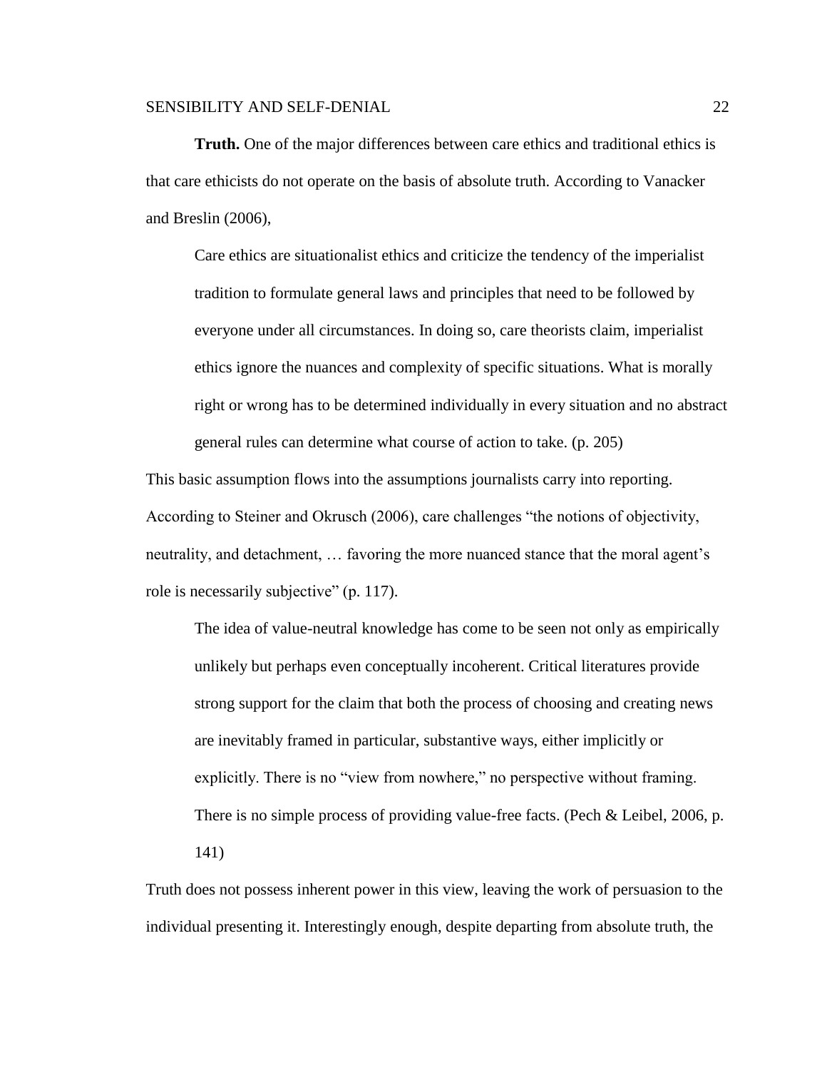**Truth.** One of the major differences between care ethics and traditional ethics is that care ethicists do not operate on the basis of absolute truth. According to Vanacker and Breslin (2006),

> Care ethics are situationalist ethics and criticize the tendency of the imperialist tradition to formulate general laws and principles that need to be followed by everyone under all circumstances. In doing so, care theorists claim, imperialist ethics ignore the nuances and complexity of specific situations. What is morally right or wrong has to be determined individually in every situation and no abstract general rules can determine what course of action to take. (p. 205)

This basic assumption flows into the assumptions journalists carry into reporting. According to Steiner and Okrusch (2006), care challenges "the notions of objectivity, neutrality, and detachment, … favoring the more nuanced stance that the moral agent's role is necessarily subjective" (p. 117).

> The idea of value-neutral knowledge has come to be seen not only as empirically unlikely but perhaps even conceptually incoherent. Critical literatures provide strong support for the claim that both the process of choosing and creating news are inevitably framed in particular, substantive ways, either implicitly or explicitly. There is no "view from nowhere," no perspective without framing. There is no simple process of providing value-free facts. (Pech & Leibel, 2006, p. 141)

Truth does not possess inherent power in this view, leaving the work of persuasion to the individual presenting it. Interestingly enough, despite departing from absolute truth, the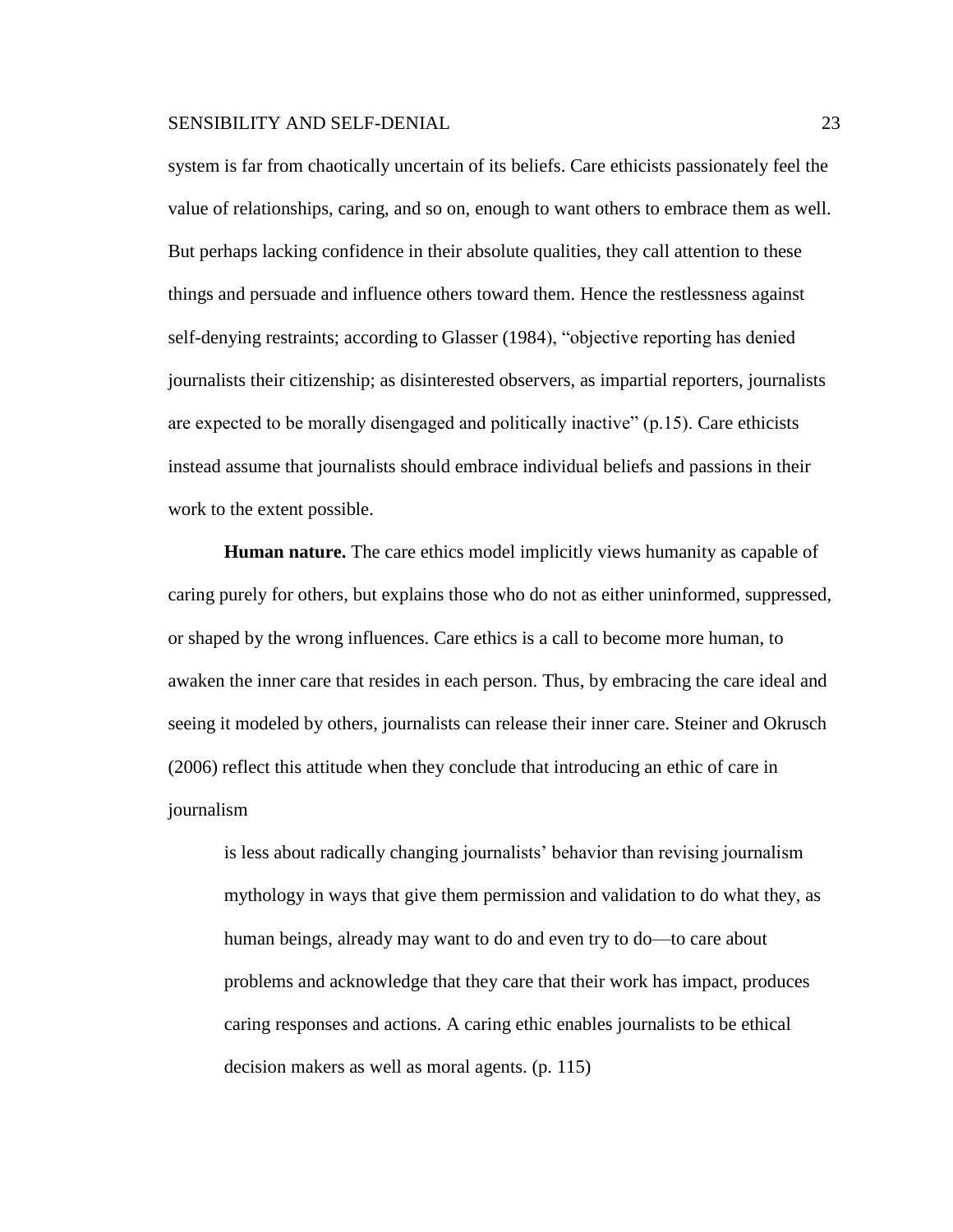system is far from chaotically uncertain of its beliefs. Care ethicists passionately feel the value of relationships, caring, and so on, enough to want others to embrace them as well. But perhaps lacking confidence in their absolute qualities, they call attention to these things and persuade and influence others toward them. Hence the restlessness against self-denying restraints; according to Glasser (1984), "objective reporting has denied journalists their citizenship; as disinterested observers, as impartial reporters, journalists are expected to be morally disengaged and politically inactive" (p.15). Care ethicists instead assume that journalists should embrace individual beliefs and passions in their work to the extent possible.

**Human nature.** The care ethics model implicitly views humanity as capable of caring purely for others, but explains those who do not as either uninformed, suppressed, or shaped by the wrong influences. Care ethics is a call to become more human, to awaken the inner care that resides in each person. Thus, by embracing the care ideal and seeing it modeled by others, journalists can release their inner care. Steiner and Okrusch (2006) reflect this attitude when they conclude that introducing an ethic of care in journalism

> is less about radically changing journalists' behavior than revising journalism mythology in ways that give them permission and validation to do what they, as human beings, already may want to do and even try to do—to care about problems and acknowledge that they care that their work has impact, produces caring responses and actions. A caring ethic enables journalists to be ethical decision makers as well as moral agents. (p. 115)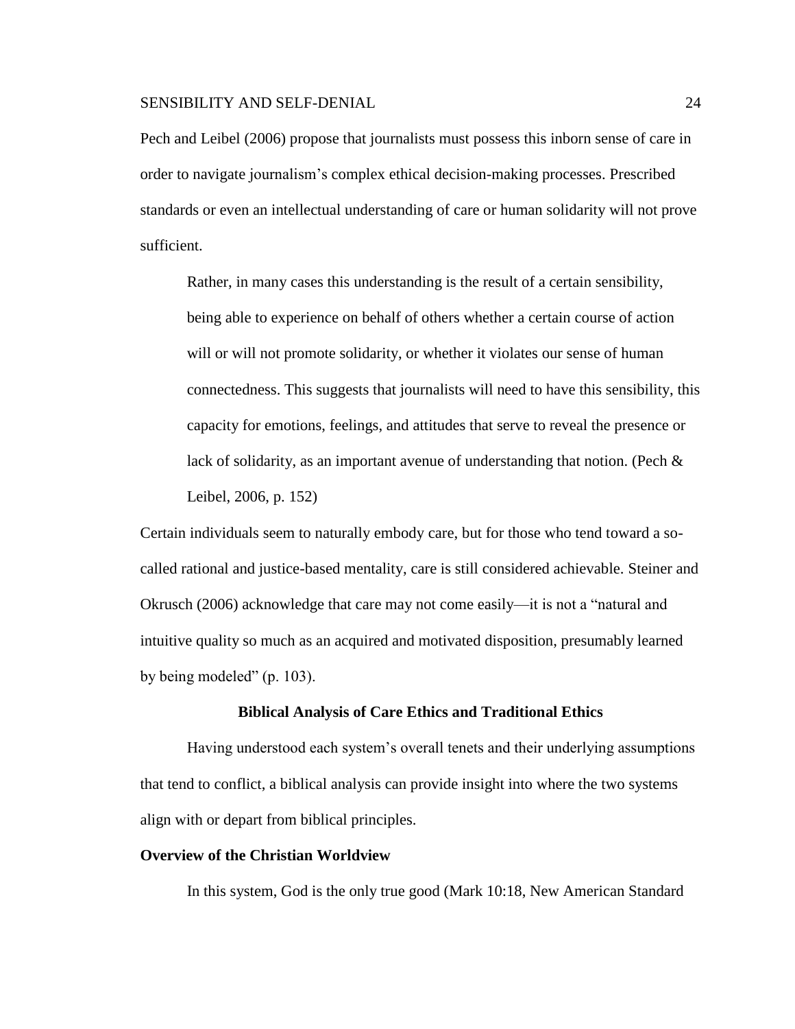Pech and Leibel (2006) propose that journalists must possess this inborn sense of care in order to navigate journalism's complex ethical decision-making processes. Prescribed standards or even an intellectual understanding of care or human solidarity will not prove sufficient.

> Rather, in many cases this understanding is the result of a certain sensibility, being able to experience on behalf of others whether a certain course of action will or will not promote solidarity, or whether it violates our sense of human connectedness. This suggests that journalists will need to have this sensibility, this capacity for emotions, feelings, and attitudes that serve to reveal the presence or lack of solidarity, as an important avenue of understanding that notion. (Pech & Leibel, 2006, p. 152)

Certain individuals seem to naturally embody care, but for those who tend toward a so-called rational and justice-based mentality, care is still considered achievable. Steiner and Okrusch (2006) acknowledge that care may not come easily—it is not a "natural and intuitive quality so much as an acquired and motivated disposition, presumably learned by being modeled" (p. 103).

## Biblical Analysis of Care Ethics and Traditional Ethics

Having understood each system's overall tenets and their underlying assumptions that tend to conflict, a biblical analysis can provide insight into where the two systems align with or depart from biblical principles.

### Overview of the Christian Worldview

In this system, God is the only true good (Mark 10:18, New American Standard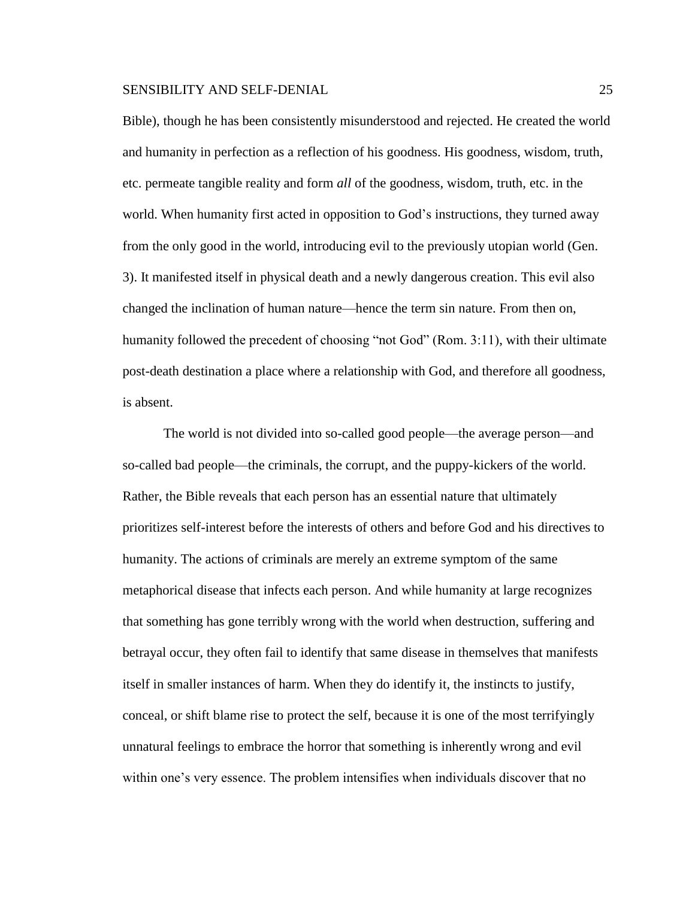Bible), though he has been consistently misunderstood and rejected. He created the world and humanity in perfection as a reflection of his goodness. His goodness, wisdom, truth, etc. permeate tangible reality and form *all* of the goodness, wisdom, truth, etc. in the world. When humanity first acted in opposition to God's instructions, they turned away from the only good in the world, introducing evil to the previously utopian world (Gen. 3). It manifested itself in physical death and a newly dangerous creation. This evil also changed the inclination of human nature—hence the term sin nature. From then on, humanity followed the precedent of choosing "not God" (Rom. 3:11), with their ultimate post-death destination a place where a relationship with God, and therefore all goodness, is absent.

The world is not divided into so-called good people—the average person—and so-called bad people—the criminals, the corrupt, and the puppy-kickers of the world. Rather, the Bible reveals that each person has an essential nature that ultimately prioritizes self-interest before the interests of others and before God and his directives to humanity. The actions of criminals are merely an extreme symptom of the same metaphorical disease that infects each person. And while humanity at large recognizes that something has gone terribly wrong with the world when destruction, suffering and betrayal occur, they often fail to identify that same disease in themselves that manifests itself in smaller instances of harm. When they do identify it, the instincts to justify, conceal, or shift blame rise to protect the self, because it is one of the most terrifyingly unnatural feelings to embrace the horror that something is inherently wrong and evil within one's very essence. The problem intensifies when individuals discover that no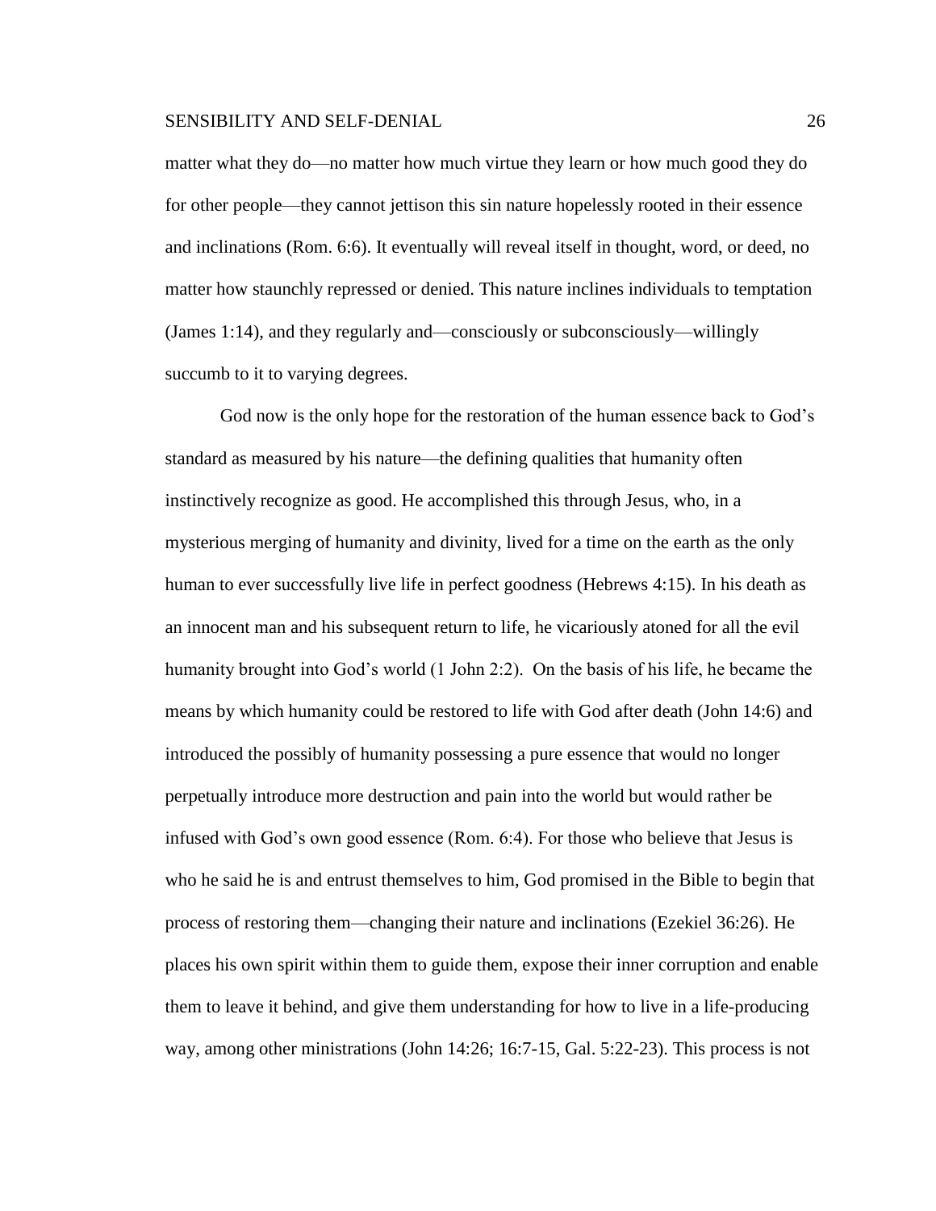matter what they do—no matter how much virtue they learn or how much good they do for other people—they cannot jettison this sin nature hopelessly rooted in their essence and inclinations (Rom. 6:6). It eventually will reveal itself in thought, word, or deed, no matter how staunchly repressed or denied. This nature inclines individuals to temptation (James 1:14), and they regularly and—consciously or subconsciously—willingly succumb to it to varying degrees.

God now is the only hope for the restoration of the human essence back to God's standard as measured by his nature—the defining qualities that humanity often instinctively recognize as good. He accomplished this through Jesus, who, in a mysterious merging of humanity and divinity, lived for a time on the earth as the only human to ever successfully live life in perfect goodness (Hebrews 4:15). In his death as an innocent man and his subsequent return to life, he vicariously atoned for all the evil humanity brought into God's world (1 John 2:2). On the basis of his life, he became the means by which humanity could be restored to life with God after death (John 14:6) and introduced the possibly of humanity possessing a pure essence that would no longer perpetually introduce more destruction and pain into the world but would rather be infused with God's own good essence (Rom. 6:4). For those who believe that Jesus is who he said he is and entrust themselves to him, God promised in the Bible to begin that process of restoring them—changing their nature and inclinations (Ezekiel 36:26). He places his own spirit within them to guide them, expose their inner corruption and enable them to leave it behind, and give them understanding for how to live in a life-producing way, among other ministrations (John 14:26; 16:7-15, Gal. 5:22-23). This process is not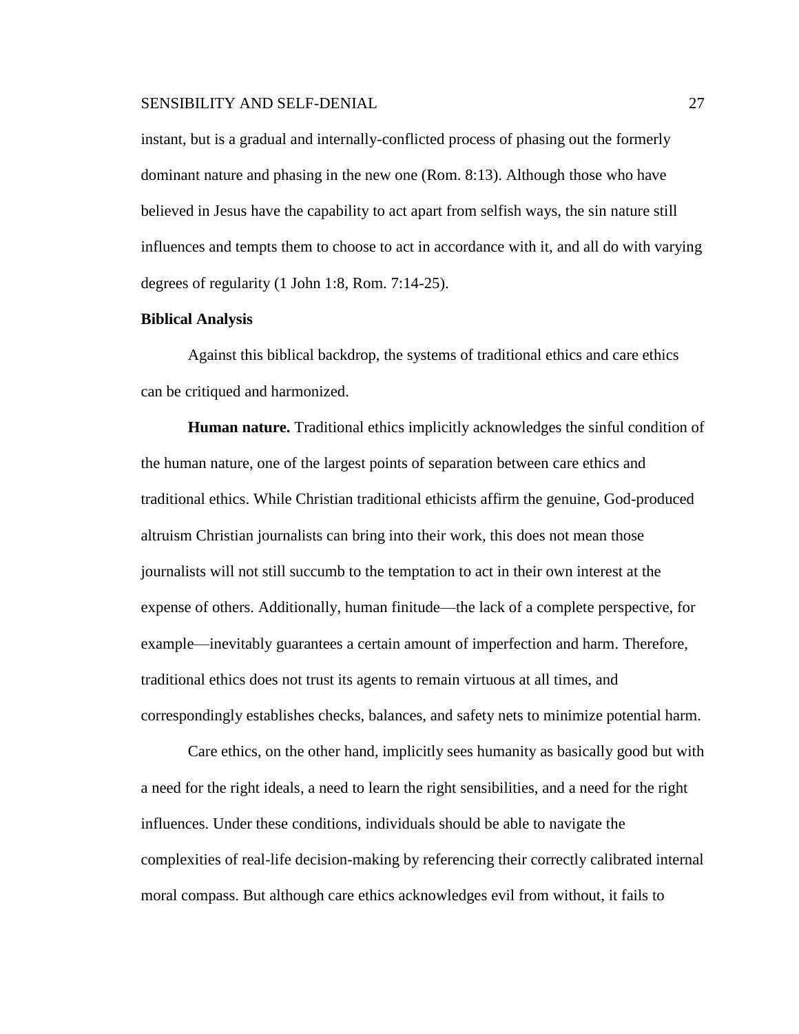instant, but is a gradual and internally-conflicted process of phasing out the formerly dominant nature and phasing in the new one (Rom. 8:13). Although those who have believed in Jesus have the capability to act apart from selfish ways, the sin nature still influences and tempts them to choose to act in accordance with it, and all do with varying degrees of regularity (1 John 1:8, Rom. 7:14-25).

## Biblical Analysis

Against this biblical backdrop, the systems of traditional ethics and care ethics can be critiqued and harmonized.

**Human nature.** Traditional ethics implicitly acknowledges the sinful condition of the human nature, one of the largest points of separation between care ethics and traditional ethics. While Christian traditional ethicists affirm the genuine, God-produced altruism Christian journalists can bring into their work, this does not mean those journalists will not still succumb to the temptation to act in their own interest at the expense of others. Additionally, human finitude—the lack of a complete perspective, for example—inevitably guarantees a certain amount of imperfection and harm. Therefore, traditional ethics does not trust its agents to remain virtuous at all times, and correspondingly establishes checks, balances, and safety nets to minimize potential harm.

Care ethics, on the other hand, implicitly sees humanity as basically good but with a need for the right ideals, a need to learn the right sensibilities, and a need for the right influences. Under these conditions, individuals should be able to navigate the complexities of real-life decision-making by referencing their correctly calibrated internal moral compass. But although care ethics acknowledges evil from without, it fails to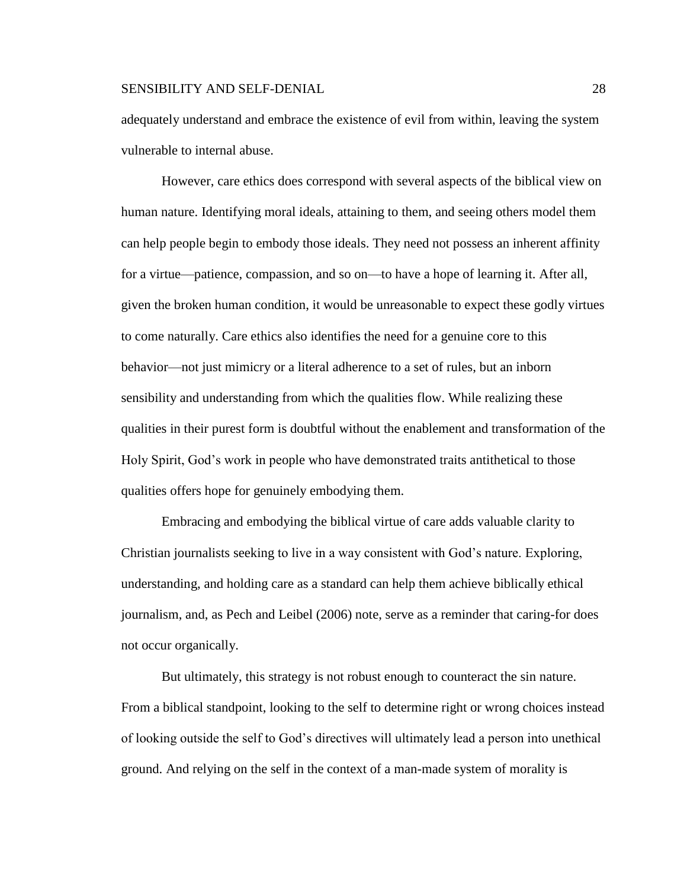adequately understand and embrace the existence of evil from within, leaving the system vulnerable to internal abuse.

However, care ethics does correspond with several aspects of the biblical view on human nature. Identifying moral ideals, attaining to them, and seeing others model them can help people begin to embody those ideals. They need not possess an inherent affinity for a virtue—patience, compassion, and so on—to have a hope of learning it. After all, given the broken human condition, it would be unreasonable to expect these godly virtues to come naturally. Care ethics also identifies the need for a genuine core to this behavior—not just mimicry or a literal adherence to a set of rules, but an inborn sensibility and understanding from which the qualities flow. While realizing these qualities in their purest form is doubtful without the enablement and transformation of the Holy Spirit, God's work in people who have demonstrated traits antithetical to those qualities offers hope for genuinely embodying them.

Embracing and embodying the biblical virtue of care adds valuable clarity to Christian journalists seeking to live in a way consistent with God's nature. Exploring, understanding, and holding care as a standard can help them achieve biblically ethical journalism, and, as Pech and Leibel (2006) note, serve as a reminder that caring-for does not occur organically.

But ultimately, this strategy is not robust enough to counteract the sin nature. From a biblical standpoint, looking to the self to determine right or wrong choices instead of looking outside the self to God's directives will ultimately lead a person into unethical ground. And relying on the self in the context of a man-made system of morality is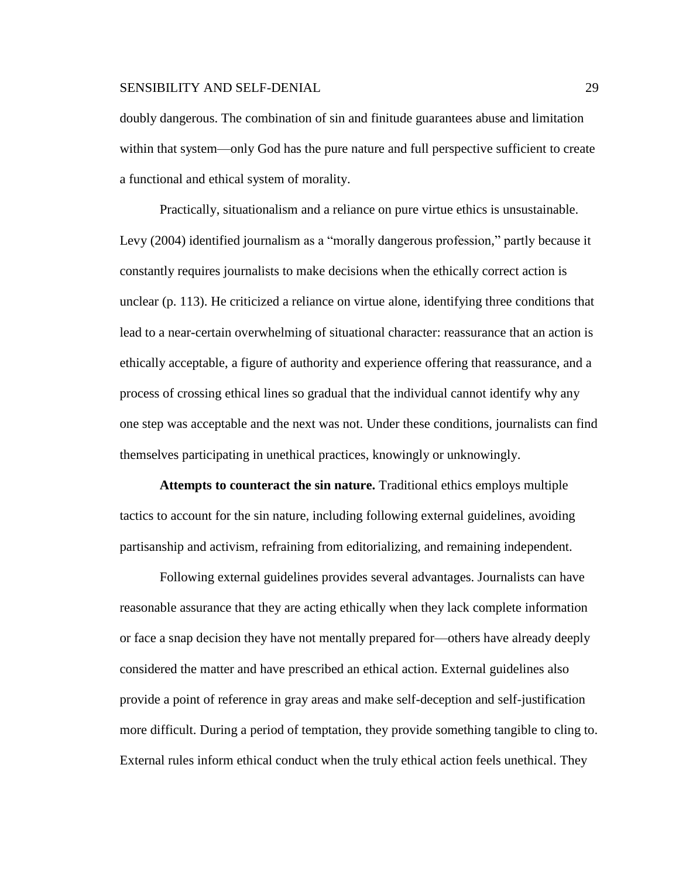doubly dangerous. The combination of sin and finitude guarantees abuse and limitation within that system—only God has the pure nature and full perspective sufficient to create a functional and ethical system of morality.

Practically, situationalism and a reliance on pure virtue ethics is unsustainable. Levy (2004) identified journalism as a "morally dangerous profession," partly because it constantly requires journalists to make decisions when the ethically correct action is unclear (p. 113). He criticized a reliance on virtue alone, identifying three conditions that lead to a near-certain overwhelming of situational character: reassurance that an action is ethically acceptable, a figure of authority and experience offering that reassurance, and a process of crossing ethical lines so gradual that the individual cannot identify why any one step was acceptable and the next was not. Under these conditions, journalists can find themselves participating in unethical practices, knowingly or unknowingly.

**Attempts to counteract the sin nature.** Traditional ethics employs multiple tactics to account for the sin nature, including following external guidelines, avoiding partisanship and activism, refraining from editorializing, and remaining independent.

Following external guidelines provides several advantages. Journalists can have reasonable assurance that they are acting ethically when they lack complete information or face a snap decision they have not mentally prepared for—others have already deeply considered the matter and have prescribed an ethical action. External guidelines also provide a point of reference in gray areas and make self-deception and self-justification more difficult. During a period of temptation, they provide something tangible to cling to. External rules inform ethical conduct when the truly ethical action feels unethical. They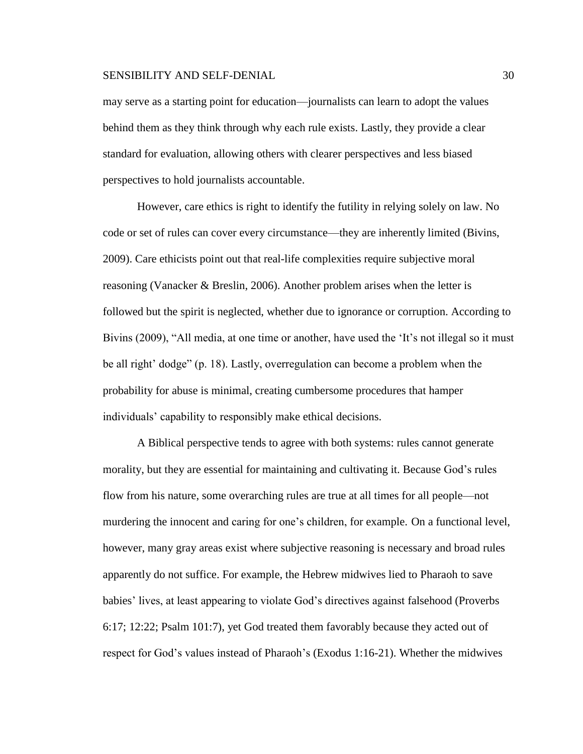may serve as a starting point for education—journalists can learn to adopt the values behind them as they think through why each rule exists. Lastly, they provide a clear standard for evaluation, allowing others with clearer perspectives and less biased perspectives to hold journalists accountable.

However, care ethics is right to identify the futility in relying solely on law. No code or set of rules can cover every circumstance—they are inherently limited (Bivins, 2009). Care ethicists point out that real-life complexities require subjective moral reasoning (Vanacker & Breslin, 2006). Another problem arises when the letter is followed but the spirit is neglected, whether due to ignorance or corruption. According to Bivins (2009), "All media, at one time or another, have used the 'It's not illegal so it must be all right' dodge" (p. 18). Lastly, overregulation can become a problem when the probability for abuse is minimal, creating cumbersome procedures that hamper individuals' capability to responsibly make ethical decisions.

A Biblical perspective tends to agree with both systems: rules cannot generate morality, but they are essential for maintaining and cultivating it. Because God's rules flow from his nature, some overarching rules are true at all times for all people—not murdering the innocent and caring for one's children, for example. On a functional level, however, many gray areas exist where subjective reasoning is necessary and broad rules apparently do not suffice. For example, the Hebrew midwives lied to Pharaoh to save babies' lives, at least appearing to violate God's directives against falsehood (Proverbs 6:17; 12:22; Psalm 101:7), yet God treated them favorably because they acted out of respect for God's values instead of Pharaoh's (Exodus 1:16-21). Whether the midwives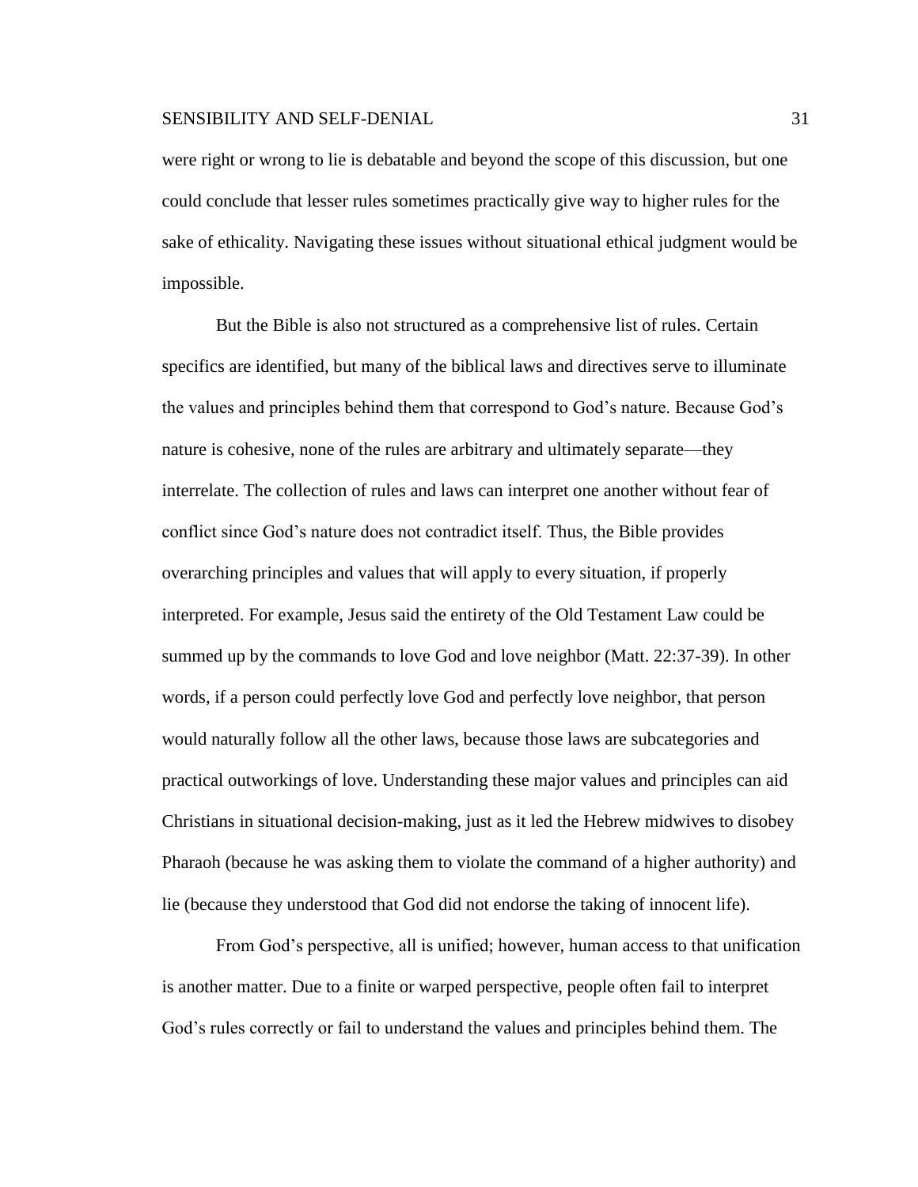were right or wrong to lie is debatable and beyond the scope of this discussion, but one could conclude that lesser rules sometimes practically give way to higher rules for the sake of ethicality. Navigating these issues without situational ethical judgment would be impossible.

But the Bible is also not structured as a comprehensive list of rules. Certain specifics are identified, but many of the biblical laws and directives serve to illuminate the values and principles behind them that correspond to God's nature. Because God's nature is cohesive, none of the rules are arbitrary and ultimately separate—they interrelate. The collection of rules and laws can interpret one another without fear of conflict since God's nature does not contradict itself. Thus, the Bible provides overarching principles and values that will apply to every situation, if properly interpreted. For example, Jesus said the entirety of the Old Testament Law could be summed up by the commands to love God and love neighbor (Matt. 22:37-39). In other words, if a person could perfectly love God and perfectly love neighbor, that person would naturally follow all the other laws, because those laws are subcategories and practical outworkings of love. Understanding these major values and principles can aid Christians in situational decision-making, just as it led the Hebrew midwives to disobey Pharaoh (because he was asking them to violate the command of a higher authority) and lie (because they understood that God did not endorse the taking of innocent life).

From God's perspective, all is unified; however, human access to that unification is another matter. Due to a finite or warped perspective, people often fail to interpret God's rules correctly or fail to understand the values and principles behind them. The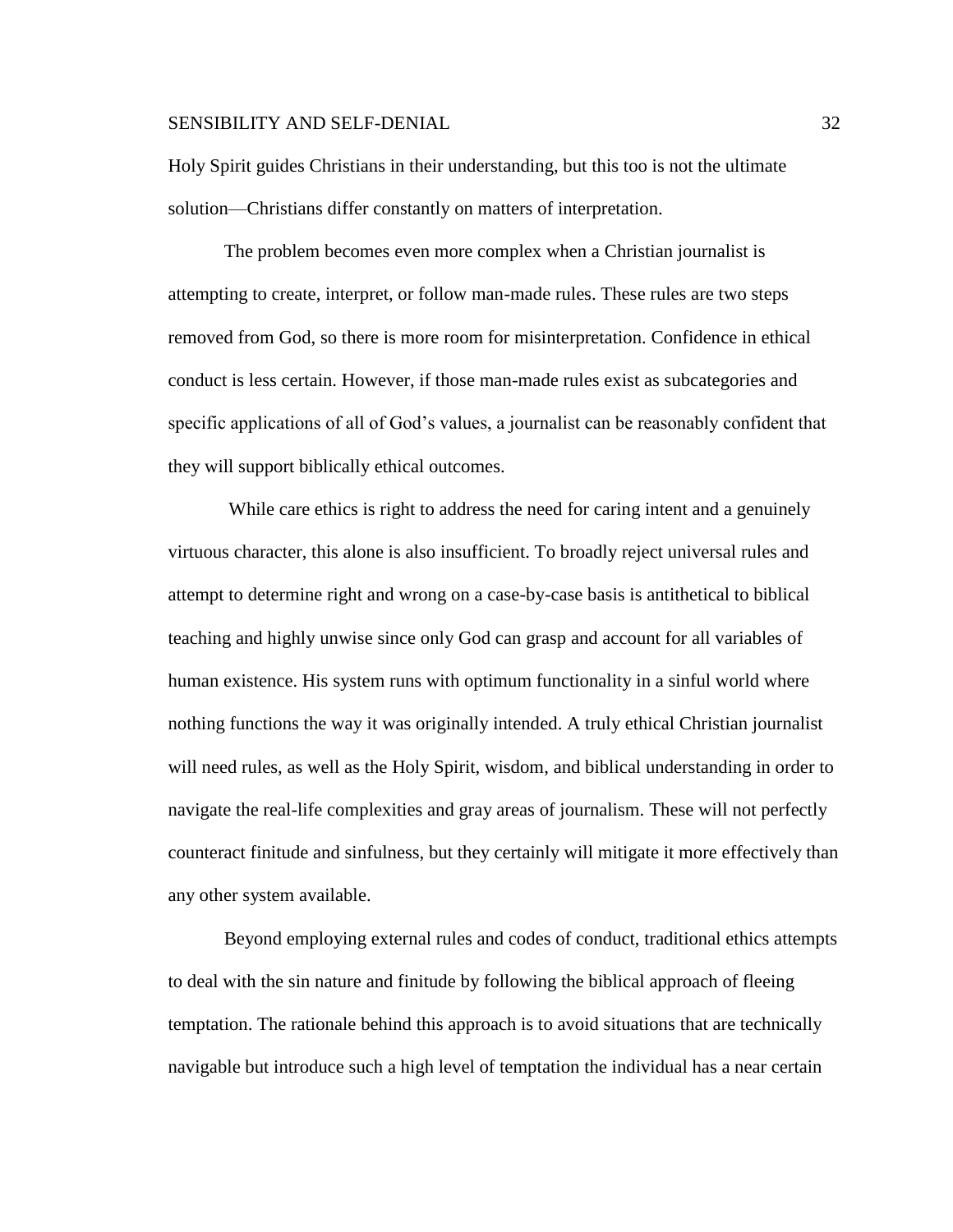Holy Spirit guides Christians in their understanding, but this too is not the ultimate solution—Christians differ constantly on matters of interpretation.

The problem becomes even more complex when a Christian journalist is attempting to create, interpret, or follow man-made rules. These rules are two steps removed from God, so there is more room for misinterpretation. Confidence in ethical conduct is less certain. However, if those man-made rules exist as subcategories and specific applications of all of God's values, a journalist can be reasonably confident that they will support biblically ethical outcomes.

While care ethics is right to address the need for caring intent and a genuinely virtuous character, this alone is also insufficient. To broadly reject universal rules and attempt to determine right and wrong on a case-by-case basis is antithetical to biblical teaching and highly unwise since only God can grasp and account for all variables of human existence. His system runs with optimum functionality in a sinful world where nothing functions the way it was originally intended. A truly ethical Christian journalist will need rules, as well as the Holy Spirit, wisdom, and biblical understanding in order to navigate the real-life complexities and gray areas of journalism. These will not perfectly counteract finitude and sinfulness, but they certainly will mitigate it more effectively than any other system available.

Beyond employing external rules and codes of conduct, traditional ethics attempts to deal with the sin nature and finitude by following the biblical approach of fleeing temptation. The rationale behind this approach is to avoid situations that are technically navigable but introduce such a high level of temptation the individual has a near certain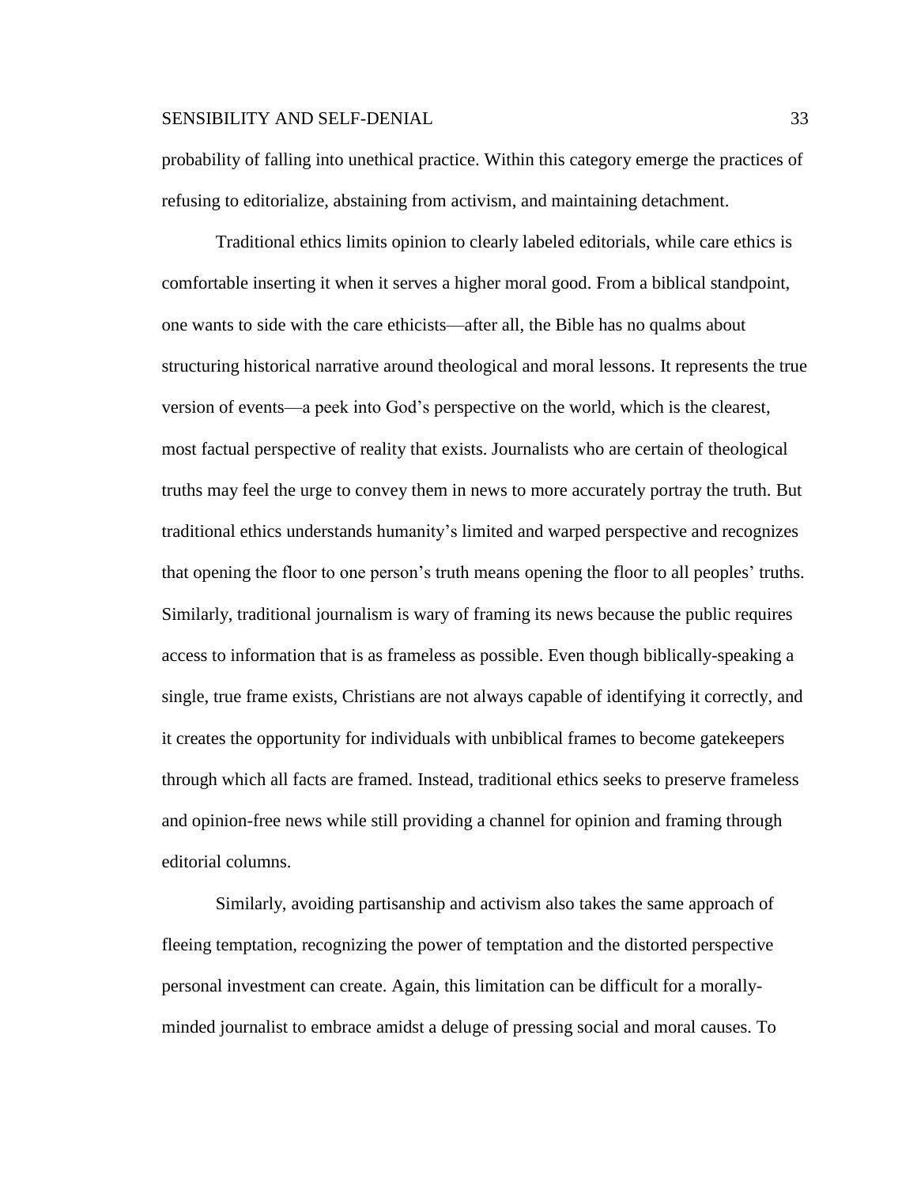probability of falling into unethical practice. Within this category emerge the practices of refusing to editorialize, abstaining from activism, and maintaining detachment.

Traditional ethics limits opinion to clearly labeled editorials, while care ethics is comfortable inserting it when it serves a higher moral good. From a biblical standpoint, one wants to side with the care ethicists—after all, the Bible has no qualms about structuring historical narrative around theological and moral lessons. It represents the true version of events—a peek into God's perspective on the world, which is the clearest, most factual perspective of reality that exists. Journalists who are certain of theological truths may feel the urge to convey them in news to more accurately portray the truth. But traditional ethics understands humanity's limited and warped perspective and recognizes that opening the floor to one person's truth means opening the floor to all peoples' truths. Similarly, traditional journalism is wary of framing its news because the public requires access to information that is as frameless as possible. Even though biblically-speaking a single, true frame exists, Christians are not always capable of identifying it correctly, and it creates the opportunity for individuals with unbiblical frames to become gatekeepers through which all facts are framed. Instead, traditional ethics seeks to preserve frameless and opinion-free news while still providing a channel for opinion and framing through editorial columns.

Similarly, avoiding partisanship and activism also takes the same approach of fleeing temptation, recognizing the power of temptation and the distorted perspective personal investment can create. Again, this limitation can be difficult for a morally-minded journalist to embrace amidst a deluge of pressing social and moral causes. To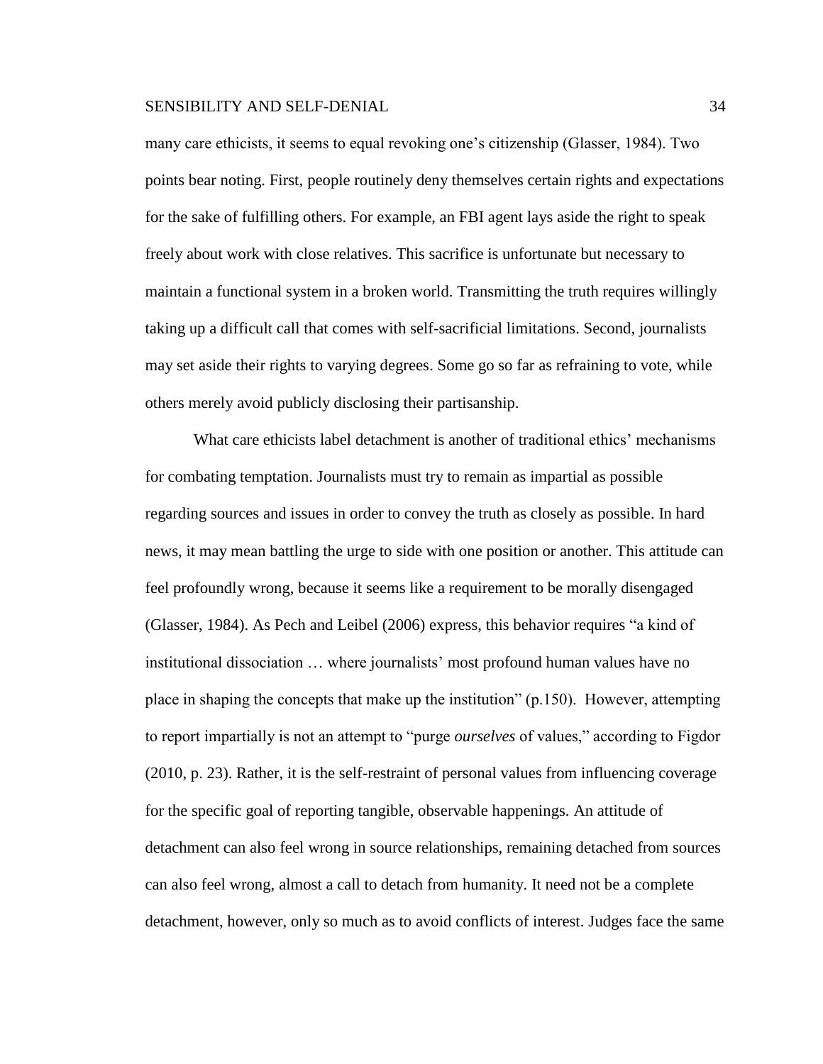many care ethicists, it seems to equal revoking one's citizenship (Glasser, 1984). Two points bear noting. First, people routinely deny themselves certain rights and expectations for the sake of fulfilling others. For example, an FBI agent lays aside the right to speak freely about work with close relatives. This sacrifice is unfortunate but necessary to maintain a functional system in a broken world. Transmitting the truth requires willingly taking up a difficult call that comes with self-sacrificial limitations. Second, journalists may set aside their rights to varying degrees. Some go so far as refraining to vote, while others merely avoid publicly disclosing their partisanship.

What care ethicists label detachment is another of traditional ethics' mechanisms for combating temptation. Journalists must try to remain as impartial as possible regarding sources and issues in order to convey the truth as closely as possible. In hard news, it may mean battling the urge to side with one position or another. This attitude can feel profoundly wrong, because it seems like a requirement to be morally disengaged (Glasser, 1984). As Pech and Leibel (2006) express, this behavior requires "a kind of institutional dissociation … where journalists' most profound human values have no place in shaping the concepts that make up the institution" (p.150). However, attempting to report impartially is not an attempt to "purge *ourselves* of values," according to Figdor (2010, p. 23). Rather, it is the self-restraint of personal values from influencing coverage for the specific goal of reporting tangible, observable happenings. An attitude of detachment can also feel wrong in source relationships, remaining detached from sources can also feel wrong, almost a call to detach from humanity. It need not be a complete detachment, however, only so much as to avoid conflicts of interest. Judges face the same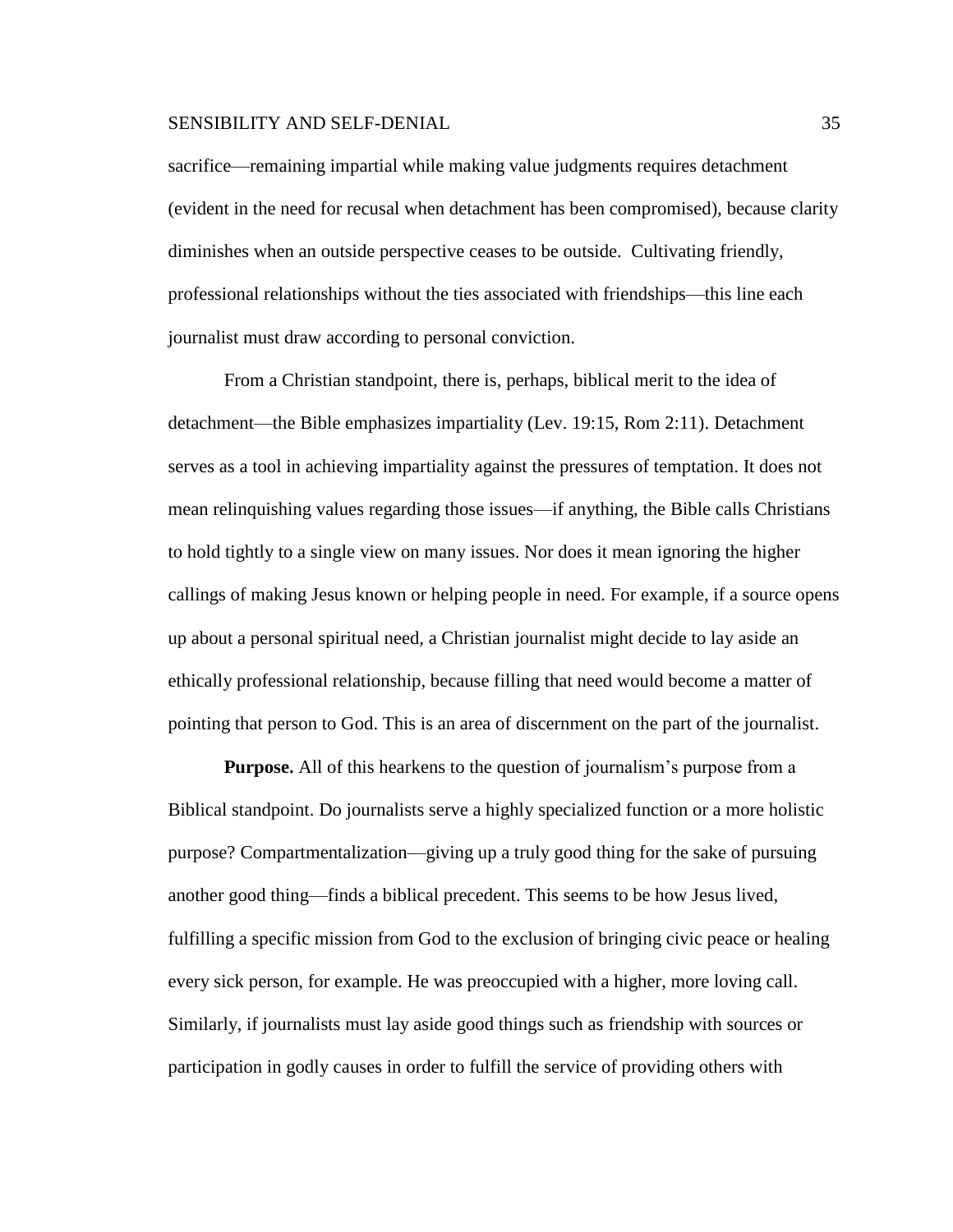sacrifice—remaining impartial while making value judgments requires detachment (evident in the need for recusal when detachment has been compromised), because clarity diminishes when an outside perspective ceases to be outside. Cultivating friendly, professional relationships without the ties associated with friendships—this line each journalist must draw according to personal conviction.

From a Christian standpoint, there is, perhaps, biblical merit to the idea of detachment—the Bible emphasizes impartiality (Lev. 19:15, Rom 2:11). Detachment serves as a tool in achieving impartiality against the pressures of temptation. It does not mean relinquishing values regarding those issues—if anything, the Bible calls Christians to hold tightly to a single view on many issues. Nor does it mean ignoring the higher callings of making Jesus known or helping people in need. For example, if a source opens up about a personal spiritual need, a Christian journalist might decide to lay aside an ethically professional relationship, because filling that need would become a matter of pointing that person to God. This is an area of discernment on the part of the journalist.

**Purpose.** All of this hearkens to the question of journalism's purpose from a Biblical standpoint. Do journalists serve a highly specialized function or a more holistic purpose? Compartmentalization—giving up a truly good thing for the sake of pursuing another good thing—finds a biblical precedent. This seems to be how Jesus lived, fulfilling a specific mission from God to the exclusion of bringing civic peace or healing every sick person, for example. He was preoccupied with a higher, more loving call. Similarly, if journalists must lay aside good things such as friendship with sources or participation in godly causes in order to fulfill the service of providing others with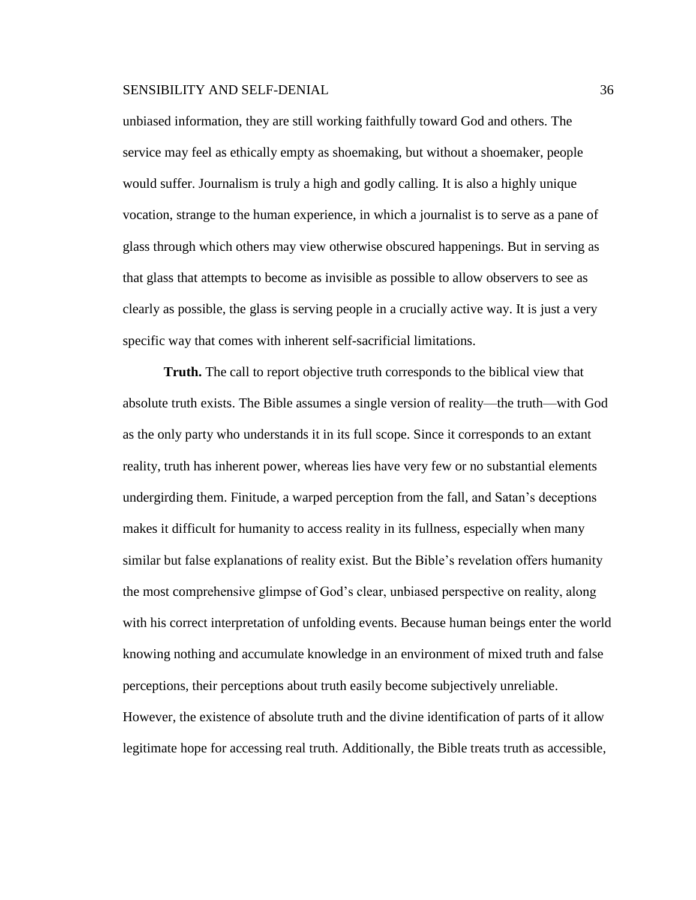unbiased information, they are still working faithfully toward God and others. The service may feel as ethically empty as shoemaking, but without a shoemaker, people would suffer. Journalism is truly a high and godly calling. It is also a highly unique vocation, strange to the human experience, in which a journalist is to serve as a pane of glass through which others may view otherwise obscured happenings. But in serving as that glass that attempts to become as invisible as possible to allow observers to see as clearly as possible, the glass is serving people in a crucially active way. It is just a very specific way that comes with inherent self-sacrificial limitations.

**Truth.** The call to report objective truth corresponds to the biblical view that absolute truth exists. The Bible assumes a single version of reality—the truth—with God as the only party who understands it in its full scope. Since it corresponds to an extant reality, truth has inherent power, whereas lies have very few or no substantial elements undergirding them. Finitude, a warped perception from the fall, and Satan's deceptions makes it difficult for humanity to access reality in its fullness, especially when many similar but false explanations of reality exist. But the Bible's revelation offers humanity the most comprehensive glimpse of God's clear, unbiased perspective on reality, along with his correct interpretation of unfolding events. Because human beings enter the world knowing nothing and accumulate knowledge in an environment of mixed truth and false perceptions, their perceptions about truth easily become subjectively unreliable. However, the existence of absolute truth and the divine identification of parts of it allow legitimate hope for accessing real truth. Additionally, the Bible treats truth as accessible,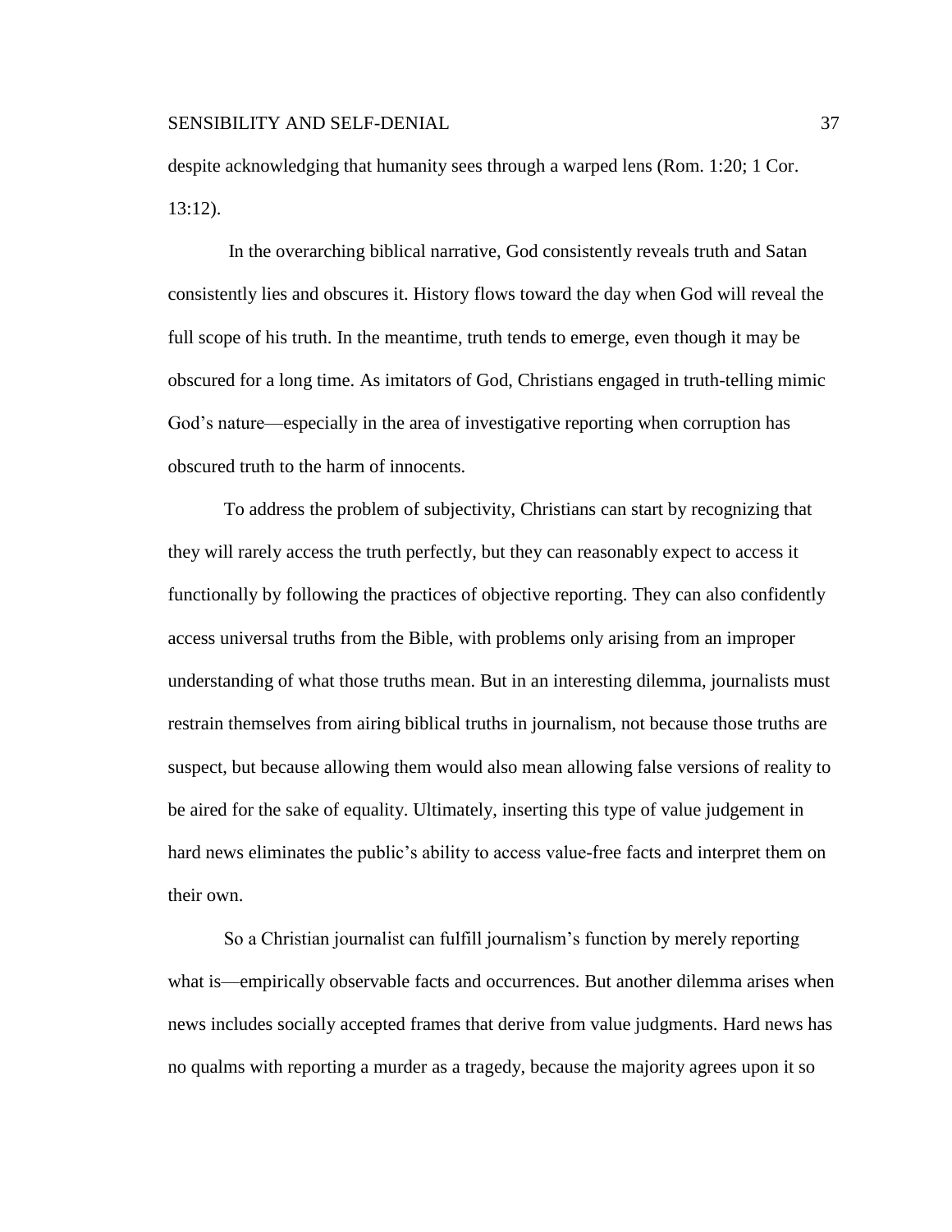despite acknowledging that humanity sees through a warped lens (Rom. 1:20; 1 Cor. 13:12).

In the overarching biblical narrative, God consistently reveals truth and Satan consistently lies and obscures it. History flows toward the day when God will reveal the full scope of his truth. In the meantime, truth tends to emerge, even though it may be obscured for a long time. As imitators of God, Christians engaged in truth-telling mimic God's nature—especially in the area of investigative reporting when corruption has obscured truth to the harm of innocents.

To address the problem of subjectivity, Christians can start by recognizing that they will rarely access the truth perfectly, but they can reasonably expect to access it functionally by following the practices of objective reporting. They can also confidently access universal truths from the Bible, with problems only arising from an improper understanding of what those truths mean. But in an interesting dilemma, journalists must restrain themselves from airing biblical truths in journalism, not because those truths are suspect, but because allowing them would also mean allowing false versions of reality to be aired for the sake of equality. Ultimately, inserting this type of value judgement in hard news eliminates the public's ability to access value-free facts and interpret them on their own.

So a Christian journalist can fulfill journalism's function by merely reporting what is—empirically observable facts and occurrences. But another dilemma arises when news includes socially accepted frames that derive from value judgments. Hard news has no qualms with reporting a murder as a tragedy, because the majority agrees upon it so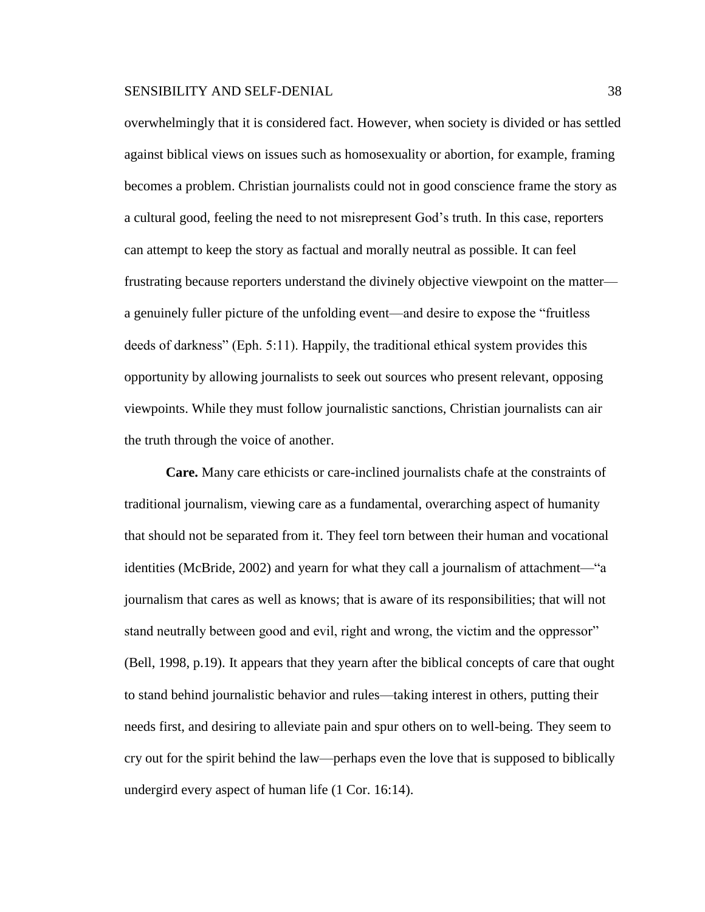overwhelmingly that it is considered fact. However, when society is divided or has settled against biblical views on issues such as homosexuality or abortion, for example, framing becomes a problem. Christian journalists could not in good conscience frame the story as a cultural good, feeling the need to not misrepresent God's truth. In this case, reporters can attempt to keep the story as factual and morally neutral as possible. It can feel frustrating because reporters understand the divinely objective viewpoint on the matter—a genuinely fuller picture of the unfolding event—and desire to expose the "fruitless deeds of darkness" (Eph. 5:11). Happily, the traditional ethical system provides this opportunity by allowing journalists to seek out sources who present relevant, opposing viewpoints. While they must follow journalistic sanctions, Christian journalists can air the truth through the voice of another.

**Care.** Many care ethicists or care-inclined journalists chafe at the constraints of traditional journalism, viewing care as a fundamental, overarching aspect of humanity that should not be separated from it. They feel torn between their human and vocational identities (McBride, 2002) and yearn for what they call a journalism of attachment—"a journalism that cares as well as knows; that is aware of its responsibilities; that will not stand neutrally between good and evil, right and wrong, the victim and the oppressor" (Bell, 1998, p.19). It appears that they yearn after the biblical concepts of care that ought to stand behind journalistic behavior and rules—taking interest in others, putting their needs first, and desiring to alleviate pain and spur others on to well-being. They seem to cry out for the spirit behind the law—perhaps even the love that is supposed to biblically undergird every aspect of human life (1 Cor. 16:14).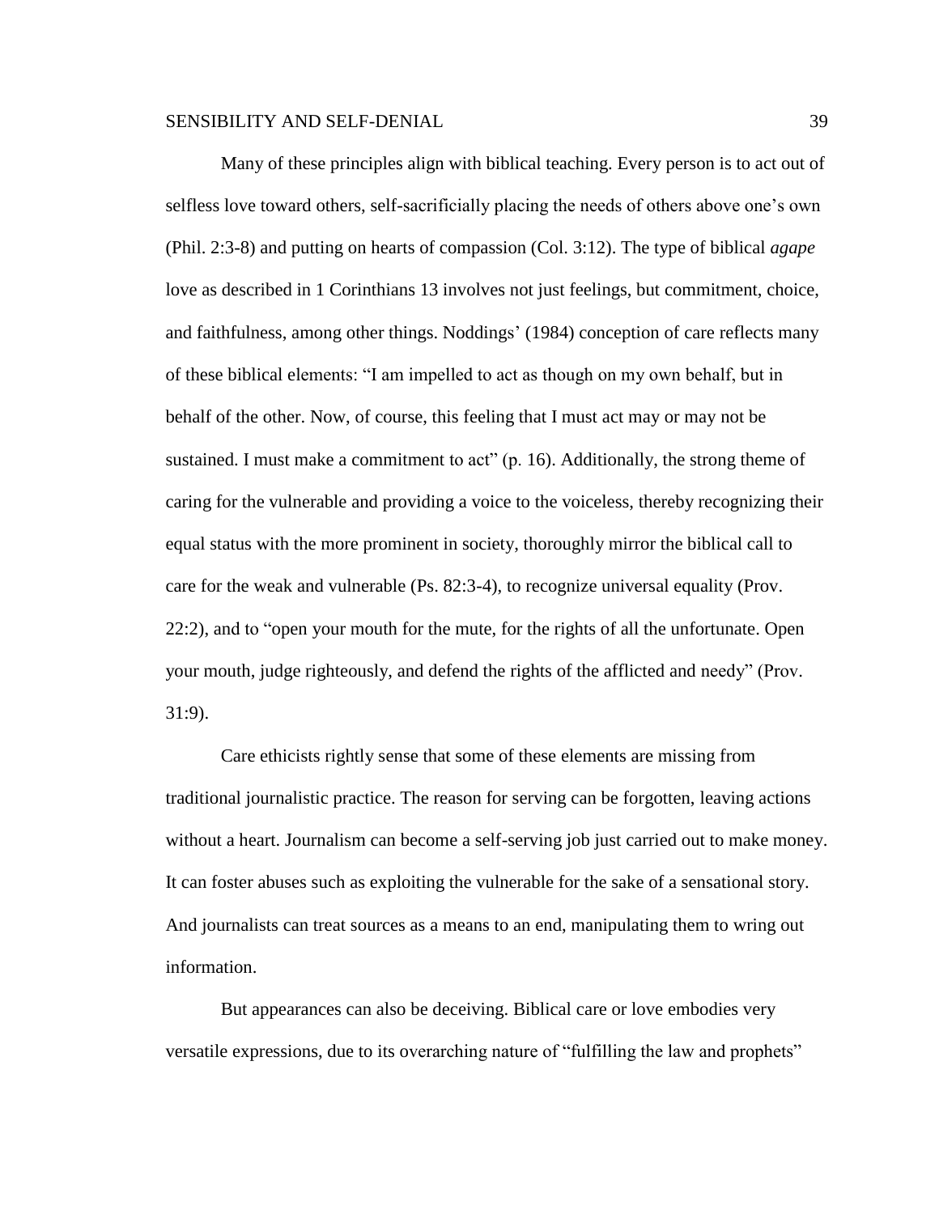Many of these principles align with biblical teaching. Every person is to act out of selfless love toward others, self-sacrificially placing the needs of others above one's own (Phil. 2:3-8) and putting on hearts of compassion (Col. 3:12). The type of biblical *agape* love as described in 1 Corinthians 13 involves not just feelings, but commitment, choice, and faithfulness, among other things. Noddings' (1984) conception of care reflects many of these biblical elements: "I am impelled to act as though on my own behalf, but in behalf of the other. Now, of course, this feeling that I must act may or may not be sustained. I must make a commitment to act" (p. 16). Additionally, the strong theme of caring for the vulnerable and providing a voice to the voiceless, thereby recognizing their equal status with the more prominent in society, thoroughly mirror the biblical call to care for the weak and vulnerable (Ps. 82:3-4), to recognize universal equality (Prov. 22:2), and to "open your mouth for the mute, for the rights of all the unfortunate. Open your mouth, judge righteously, and defend the rights of the afflicted and needy" (Prov. 31:9).

Care ethicists rightly sense that some of these elements are missing from traditional journalistic practice. The reason for serving can be forgotten, leaving actions without a heart. Journalism can become a self-serving job just carried out to make money. It can foster abuses such as exploiting the vulnerable for the sake of a sensational story. And journalists can treat sources as a means to an end, manipulating them to wring out information.

But appearances can also be deceiving. Biblical care or love embodies very versatile expressions, due to its overarching nature of "fulfilling the law and prophets"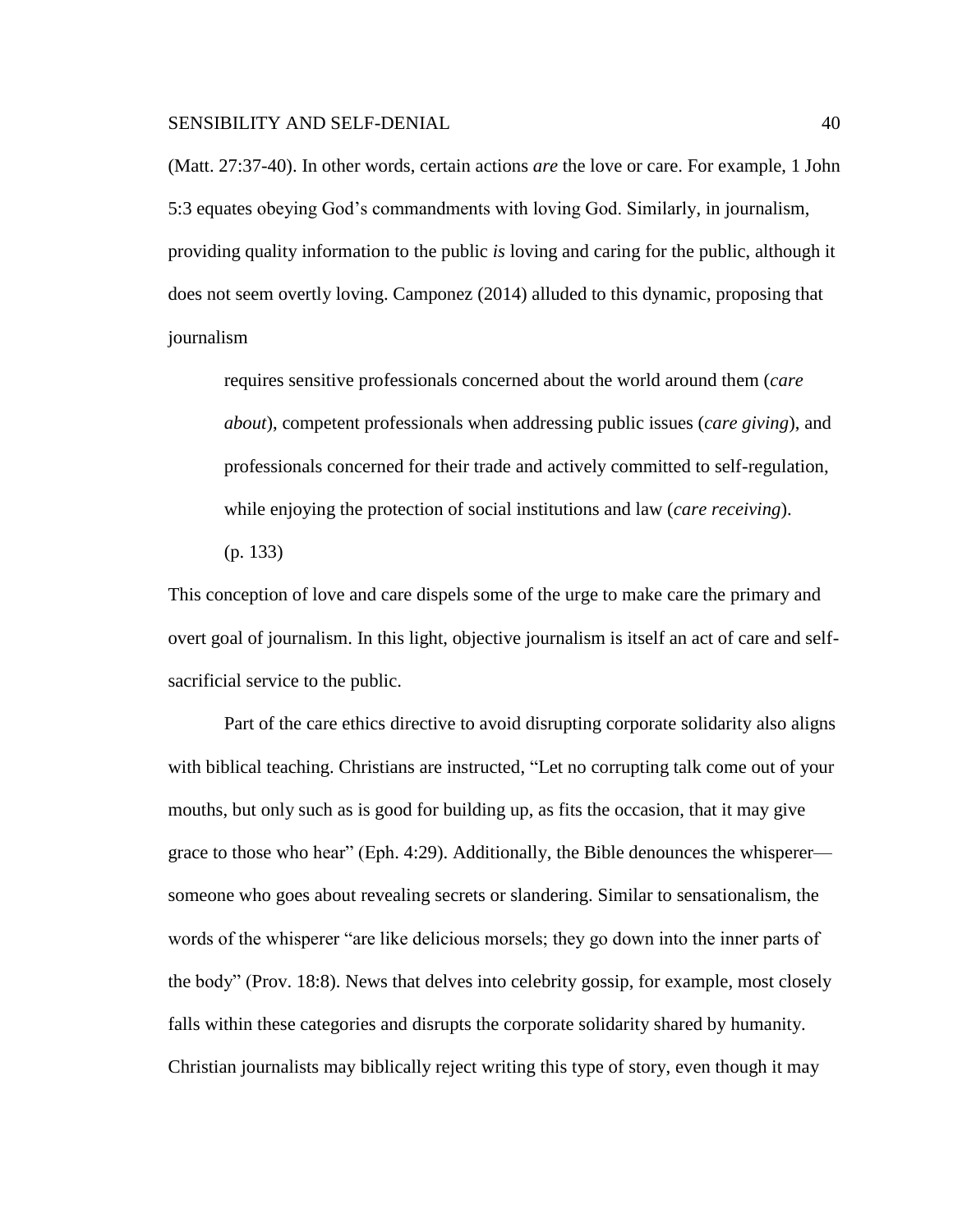(Matt. 27:37-40). In other words, certain actions *are* the love or care. For example, 1 John 5:3 equates obeying God's commandments with loving God. Similarly, in journalism, providing quality information to the public *is* loving and caring for the public, although it does not seem overtly loving. Camponez (2014) alluded to this dynamic, proposing that journalism

> requires sensitive professionals concerned about the world around them (*care about*), competent professionals when addressing public issues (*care giving*), and professionals concerned for their trade and actively committed to self-regulation, while enjoying the protection of social institutions and law (*care receiving*). (p. 133)

This conception of love and care dispels some of the urge to make care the primary and overt goal of journalism. In this light, objective journalism is itself an act of care and self-sacrificial service to the public.

Part of the care ethics directive to avoid disrupting corporate solidarity also aligns with biblical teaching. Christians are instructed, "Let no corrupting talk come out of your mouths, but only such as is good for building up, as fits the occasion, that it may give grace to those who hear" (Eph. 4:29). Additionally, the Bible denounces the whisperer—someone who goes about revealing secrets or slandering. Similar to sensationalism, the words of the whisperer "are like delicious morsels; they go down into the inner parts of the body" (Prov. 18:8). News that delves into celebrity gossip, for example, most closely falls within these categories and disrupts the corporate solidarity shared by humanity. Christian journalists may biblically reject writing this type of story, even though it may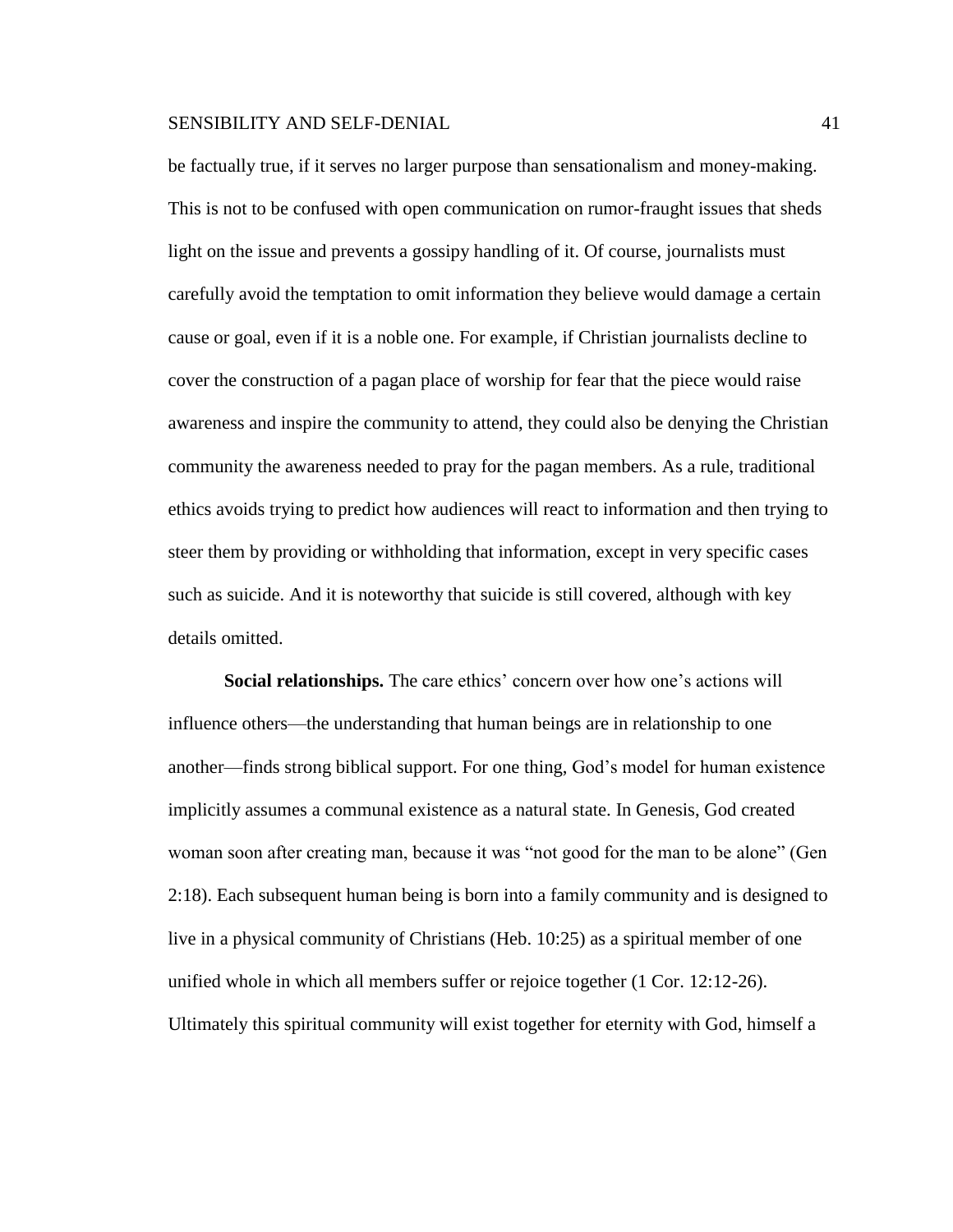be factually true, if it serves no larger purpose than sensationalism and money-making. This is not to be confused with open communication on rumor-fraught issues that sheds light on the issue and prevents a gossipy handling of it. Of course, journalists must carefully avoid the temptation to omit information they believe would damage a certain cause or goal, even if it is a noble one. For example, if Christian journalists decline to cover the construction of a pagan place of worship for fear that the piece would raise awareness and inspire the community to attend, they could also be denying the Christian community the awareness needed to pray for the pagan members. As a rule, traditional ethics avoids trying to predict how audiences will react to information and then trying to steer them by providing or withholding that information, except in very specific cases such as suicide. And it is noteworthy that suicide is still covered, although with key details omitted.

**Social relationships.** The care ethics' concern over how one's actions will influence others—the understanding that human beings are in relationship to one another—finds strong biblical support. For one thing, God's model for human existence implicitly assumes a communal existence as a natural state. In Genesis, God created woman soon after creating man, because it was "not good for the man to be alone" (Gen 2:18). Each subsequent human being is born into a family community and is designed to live in a physical community of Christians (Heb. 10:25) as a spiritual member of one unified whole in which all members suffer or rejoice together (1 Cor. 12:12-26). Ultimately this spiritual community will exist together for eternity with God, himself a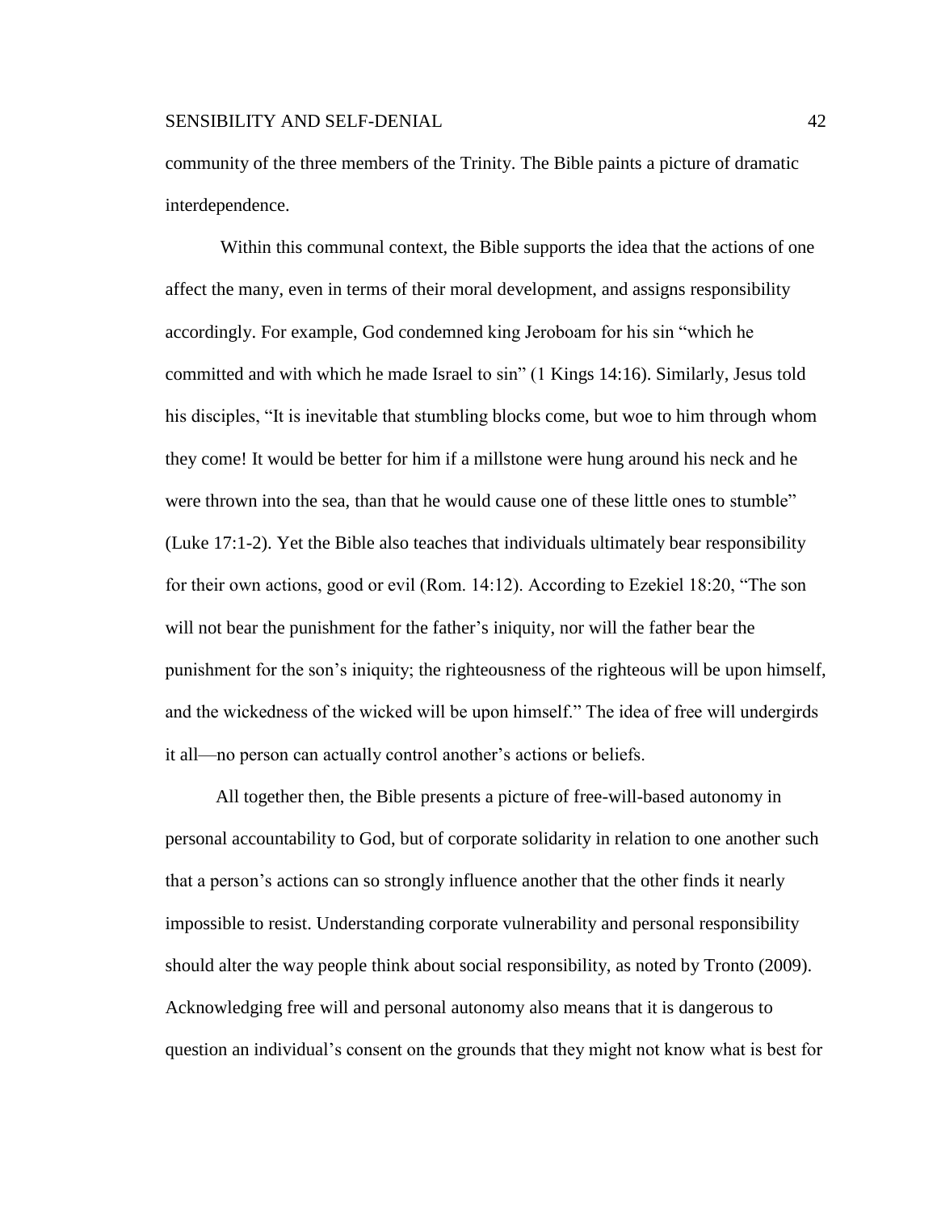community of the three members of the Trinity. The Bible paints a picture of dramatic interdependence.

Within this communal context, the Bible supports the idea that the actions of one affect the many, even in terms of their moral development, and assigns responsibility accordingly. For example, God condemned king Jeroboam for his sin "which he committed and with which he made Israel to sin" (1 Kings 14:16). Similarly, Jesus told his disciples, "It is inevitable that stumbling blocks come, but woe to him through whom they come! It would be better for him if a millstone were hung around his neck and he were thrown into the sea, than that he would cause one of these little ones to stumble" (Luke 17:1-2). Yet the Bible also teaches that individuals ultimately bear responsibility for their own actions, good or evil (Rom. 14:12). According to Ezekiel 18:20, "The son will not bear the punishment for the father's iniquity, nor will the father bear the punishment for the son's iniquity; the righteousness of the righteous will be upon himself, and the wickedness of the wicked will be upon himself." The idea of free will undergirds it all—no person can actually control another's actions or beliefs.

All together then, the Bible presents a picture of free-will-based autonomy in personal accountability to God, but of corporate solidarity in relation to one another such that a person's actions can so strongly influence another that the other finds it nearly impossible to resist. Understanding corporate vulnerability and personal responsibility should alter the way people think about social responsibility, as noted by Tronto (2009). Acknowledging free will and personal autonomy also means that it is dangerous to question an individual's consent on the grounds that they might not know what is best for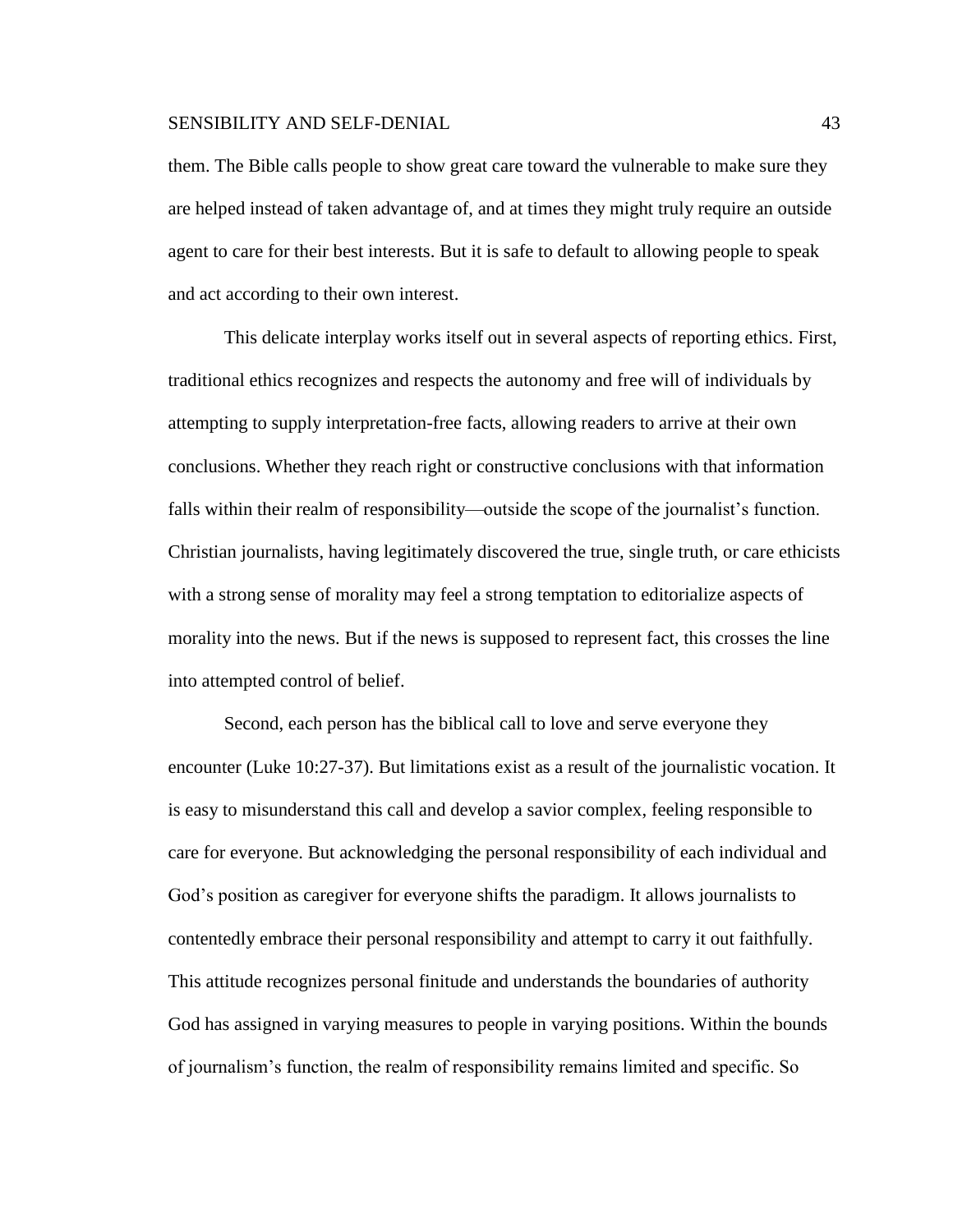them. The Bible calls people to show great care toward the vulnerable to make sure they are helped instead of taken advantage of, and at times they might truly require an outside agent to care for their best interests. But it is safe to default to allowing people to speak and act according to their own interest.

This delicate interplay works itself out in several aspects of reporting ethics. First, traditional ethics recognizes and respects the autonomy and free will of individuals by attempting to supply interpretation-free facts, allowing readers to arrive at their own conclusions. Whether they reach right or constructive conclusions with that information falls within their realm of responsibility—outside the scope of the journalist's function. Christian journalists, having legitimately discovered the true, single truth, or care ethicists with a strong sense of morality may feel a strong temptation to editorialize aspects of morality into the news. But if the news is supposed to represent fact, this crosses the line into attempted control of belief.

Second, each person has the biblical call to love and serve everyone they encounter (Luke 10:27-37). But limitations exist as a result of the journalistic vocation. It is easy to misunderstand this call and develop a savior complex, feeling responsible to care for everyone. But acknowledging the personal responsibility of each individual and God's position as caregiver for everyone shifts the paradigm. It allows journalists to contentedly embrace their personal responsibility and attempt to carry it out faithfully. This attitude recognizes personal finitude and understands the boundaries of authority God has assigned in varying measures to people in varying positions. Within the bounds of journalism's function, the realm of responsibility remains limited and specific. So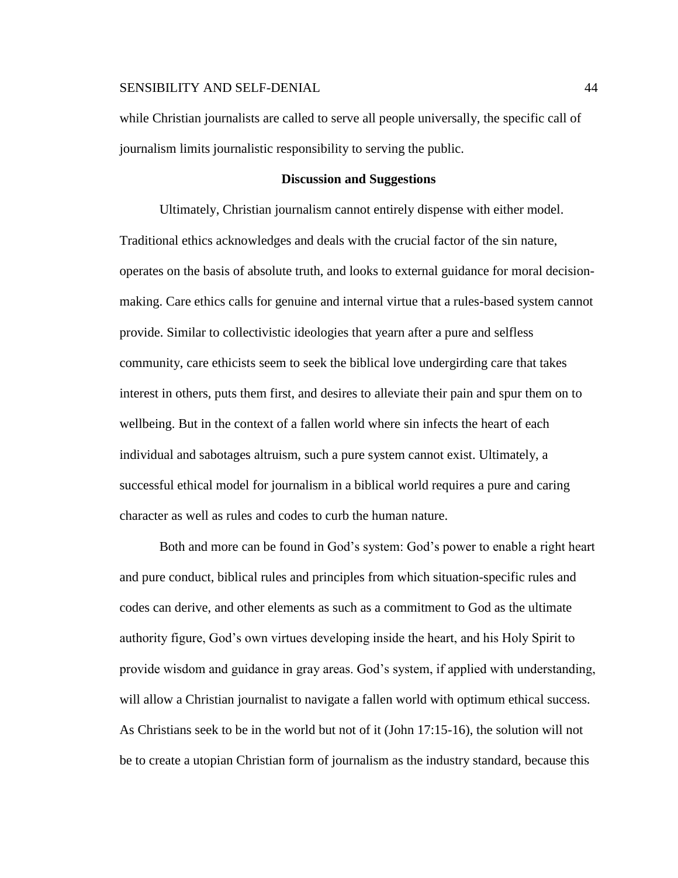while Christian journalists are called to serve all people universally, the specific call of journalism limits journalistic responsibility to serving the public.

## Discussion and Suggestions

Ultimately, Christian journalism cannot entirely dispense with either model. Traditional ethics acknowledges and deals with the crucial factor of the sin nature, operates on the basis of absolute truth, and looks to external guidance for moral decision-making. Care ethics calls for genuine and internal virtue that a rules-based system cannot provide. Similar to collectivistic ideologies that yearn after a pure and selfless community, care ethicists seem to seek the biblical love undergirding care that takes interest in others, puts them first, and desires to alleviate their pain and spur them on to wellbeing. But in the context of a fallen world where sin infects the heart of each individual and sabotages altruism, such a pure system cannot exist. Ultimately, a successful ethical model for journalism in a biblical world requires a pure and caring character as well as rules and codes to curb the human nature.

Both and more can be found in God's system: God's power to enable a right heart and pure conduct, biblical rules and principles from which situation-specific rules and codes can derive, and other elements as such as a commitment to God as the ultimate authority figure, God's own virtues developing inside the heart, and his Holy Spirit to provide wisdom and guidance in gray areas. God's system, if applied with understanding, will allow a Christian journalist to navigate a fallen world with optimum ethical success. As Christians seek to be in the world but not of it (John 17:15-16), the solution will not be to create a utopian Christian form of journalism as the industry standard, because this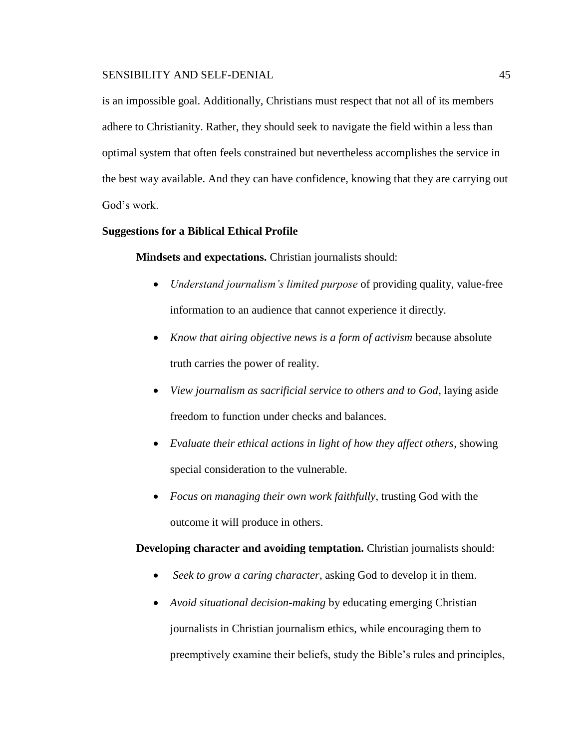is an impossible goal. Additionally, Christians must respect that not all of its members adhere to Christianity. Rather, they should seek to navigate the field within a less than optimal system that often feels constrained but nevertheless accomplishes the service in the best way available. And they can have confidence, knowing that they are carrying out God's work.

## Suggestions for a Biblical Ethical Profile

**Mindsets and expectations.** Christian journalists should:

- *Understand journalism's limited purpose* of providing quality, value-free information to an audience that cannot experience it directly.
- *Know that airing objective news is a form of activism* because absolute truth carries the power of reality.
- *View journalism as sacrificial service to others and to God*, laying aside freedom to function under checks and balances.
- *Evaluate their ethical actions in light of how they affect others*, showing special consideration to the vulnerable.
- *Focus on managing their own work faithfully*, trusting God with the outcome it will produce in others.

**Developing character and avoiding temptation.** Christian journalists should:

- *Seek to grow a caring character*, asking God to develop it in them.
- *Avoid situational decision-making* by educating emerging Christian journalists in Christian journalism ethics, while encouraging them to preemptively examine their beliefs, study the Bible's rules and principles,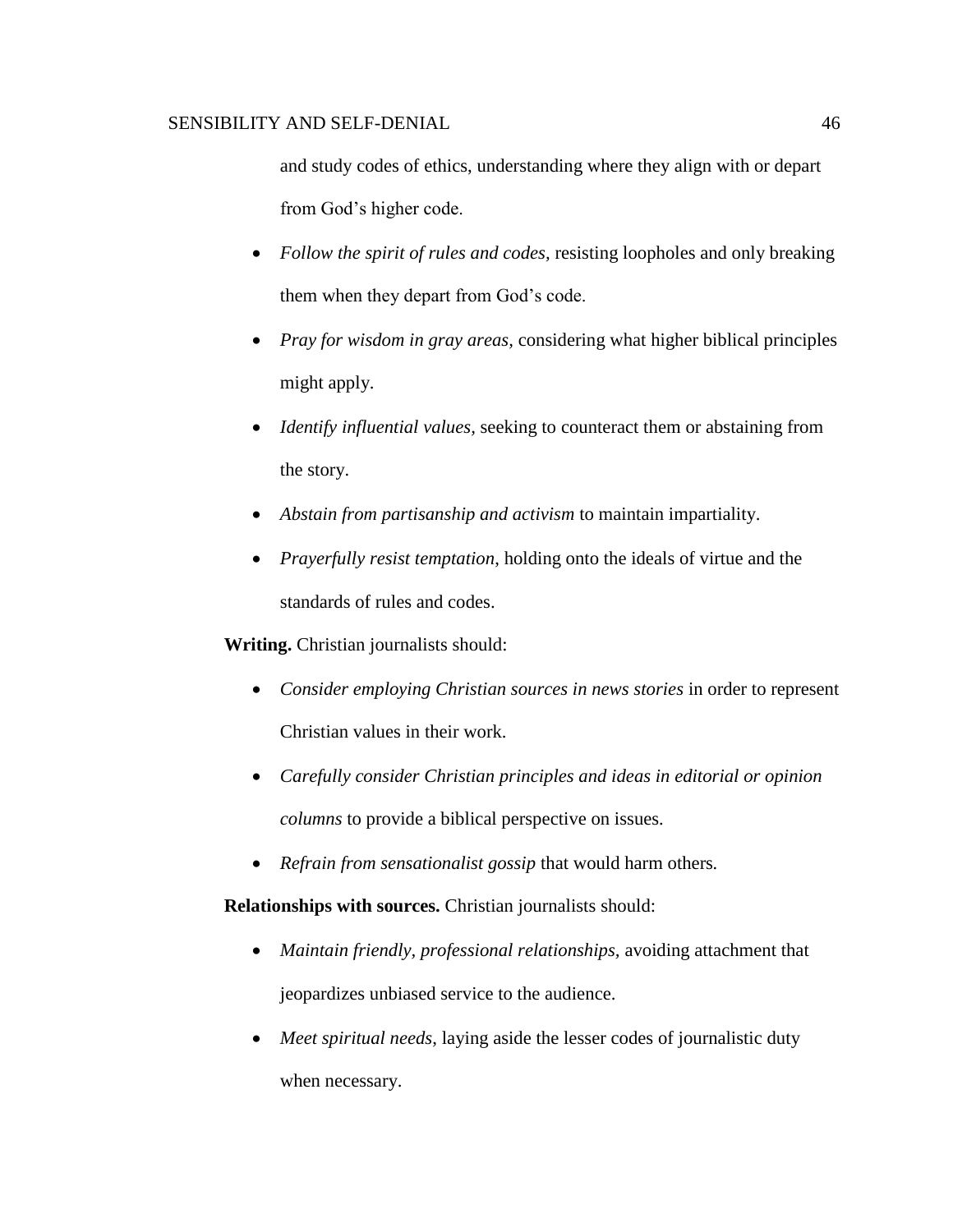and study codes of ethics, understanding where they align with or depart from God's higher code.

- *Follow the spirit of rules and codes,* resisting loopholes and only breaking them when they depart from God's code.
- *Pray for wisdom in gray areas,* considering what higher biblical principles might apply.
- *Identify influential values,* seeking to counteract them or abstaining from the story.
- *Abstain from partisanship and activism* to maintain impartiality.
- *Prayerfully resist temptation*, holding onto the ideals of virtue and the standards of rules and codes.

**Writing.** Christian journalists should:

- *Consider employing Christian sources in news stories* in order to represent Christian values in their work.
- *Carefully consider Christian principles and ideas in editorial or opinion columns* to provide a biblical perspective on issues.
- *Refrain from sensationalist gossip* that would harm others.

**Relationships with sources.** Christian journalists should:

- *Maintain friendly, professional relationships,* avoiding attachment that jeopardizes unbiased service to the audience.
- *Meet spiritual needs*, laying aside the lesser codes of journalistic duty when necessary.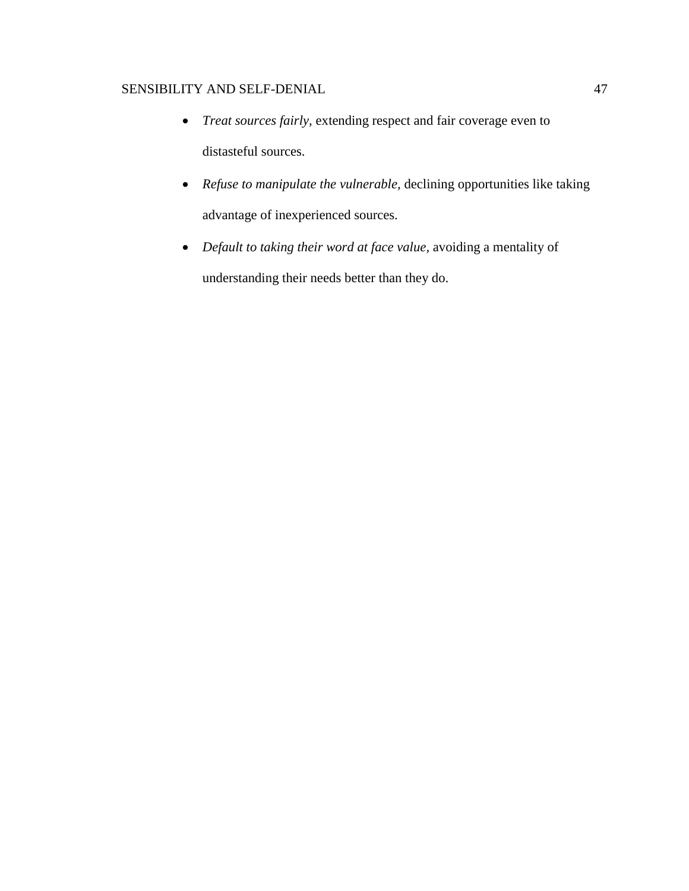- *Treat sources fairly*, extending respect and fair coverage even to distasteful sources.
- *Refuse to manipulate the vulnerable*, declining opportunities like taking advantage of inexperienced sources.
- *Default to taking their word at face value*, avoiding a mentality of understanding their needs better than they do.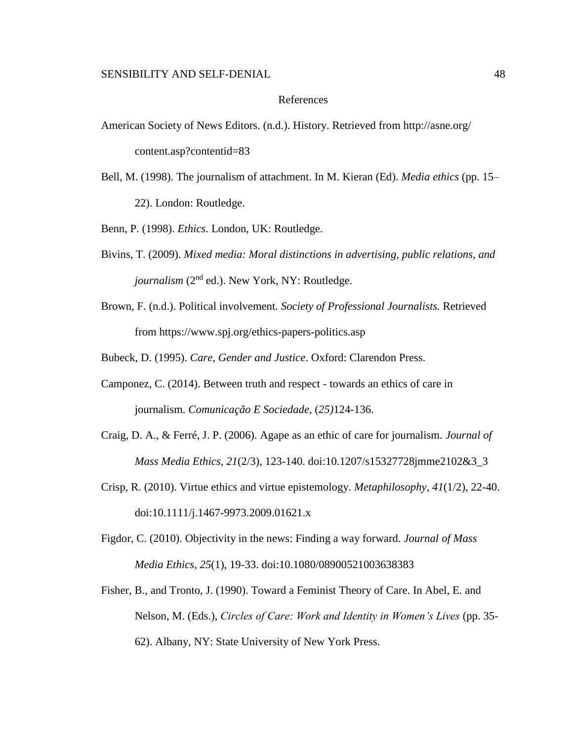# References

American Society of News Editors. (n.d.). History. Retrieved from http://asne.org/content.asp?contentid=83

Bell, M. (1998). The journalism of attachment. In M. Kieran (Ed). *Media ethics* (pp. 15–22). London: Routledge.

Benn, P. (1998). *Ethics*. London, UK: Routledge.

Bivins, T. (2009). *Mixed media: Moral distinctions in advertising, public relations, and journalism* (2nd ed.). New York, NY: Routledge.

Brown, F. (n.d.). Political involvement. *Society of Professional Journalists.* Retrieved from https://www.spj.org/ethics-papers-politics.asp

Bubeck, D. (1995). *Care, Gender and Justice*. Oxford: Clarendon Press.

Camponez, C. (2014). Between truth and respect - towards an ethics of care in journalism. *Comunicação E Sociedade*, (*25)*124-136.

Craig, D. A., & Ferré, J. P. (2006). Agape as an ethic of care for journalism. *Journal of Mass Media Ethics*, *21*(2/3), 123-140. doi:10.1207/s15327728jmme2102&3_3

Crisp, R. (2010). Virtue ethics and virtue epistemology. *Metaphilosophy*, *41*(1/2), 22-40. doi:10.1111/j.1467-9973.2009.01621.x

Figdor, C. (2010). Objectivity in the news: Finding a way forward. *Journal of Mass Media Ethics*, *25*(1), 19-33. doi:10.1080/08900521003638383

Fisher, B., and Tronto, J. (1990). Toward a Feminist Theory of Care. In Abel, E. and Nelson, M. (Eds.), *Circles of Care: Work and Identity in Women's Lives* (pp. 35-62). Albany, NY: State University of New York Press.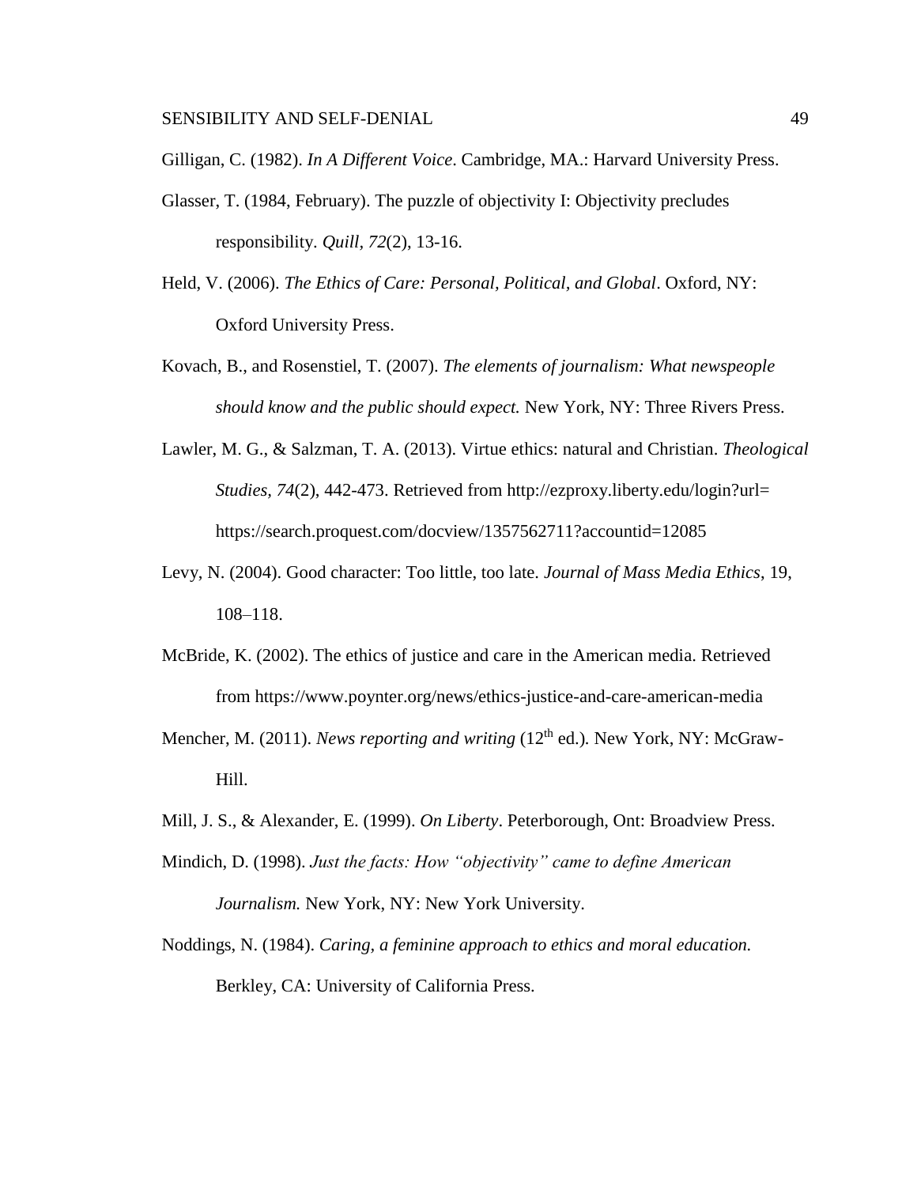Gilligan, C. (1982). *In A Different Voice*. Cambridge, MA.: Harvard University Press.

Glasser, T. (1984, February). The puzzle of objectivity I: Objectivity precludes responsibility. *Quill, 72*(2), 13-16.

Held, V. (2006). *The Ethics of Care: Personal, Political, and Global*. Oxford, NY: Oxford University Press.

Kovach, B., and Rosenstiel, T. (2007). *The elements of journalism: What newspeople should know and the public should expect.* New York, NY: Three Rivers Press.

Lawler, M. G., & Salzman, T. A. (2013). Virtue ethics: natural and Christian. *Theological Studies, 74*(2), 442-473. Retrieved from http://ezproxy.liberty.edu/login?url= https://search.proquest.com/docview/1357562711?accountid=12085

Levy, N. (2004). Good character: Too little, too late. *Journal of Mass Media Ethics*, 19, 108–118.

McBride, K. (2002). The ethics of justice and care in the American media. Retrieved from https://www.poynter.org/news/ethics-justice-and-care-american-media

Mencher, M. (2011). *News reporting and writing* (12th ed.). New York, NY: McGraw-Hill.

Mill, J. S., & Alexander, E. (1999). *On Liberty*. Peterborough, Ont: Broadview Press.

Mindich, D. (1998). *Just the facts: How "objectivity" came to define American Journalism.* New York, NY: New York University.

Noddings, N. (1984). *Caring, a feminine approach to ethics and moral education.* Berkley, CA: University of California Press.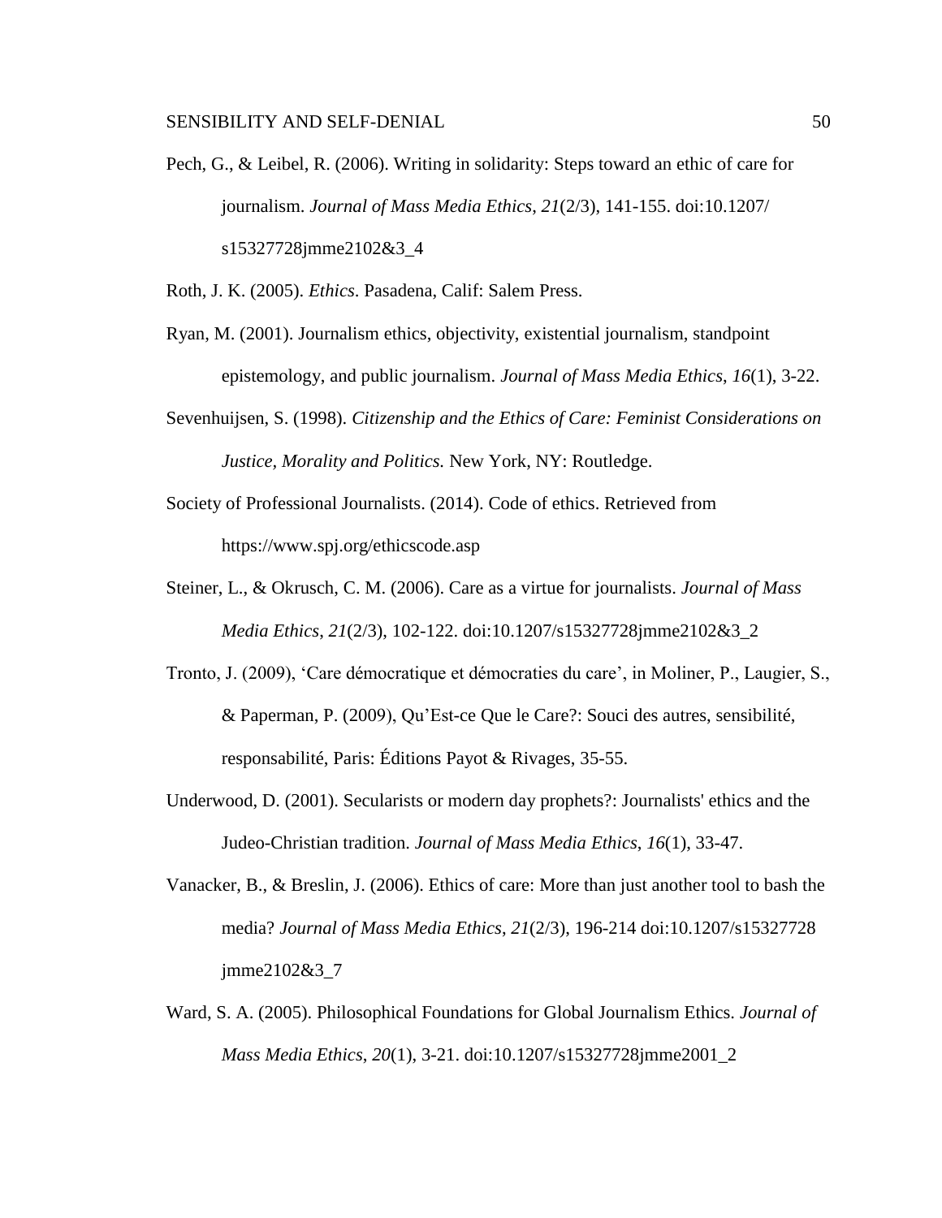Pech, G., & Leibel, R. (2006). Writing in solidarity: Steps toward an ethic of care for journalism. *Journal of Mass Media Ethics*, *21*(2/3), 141-155. doi:10.1207/ s15327728jmme2102&3_4

Roth, J. K. (2005). *Ethics*. Pasadena, Calif: Salem Press.

Ryan, M. (2001). Journalism ethics, objectivity, existential journalism, standpoint epistemology, and public journalism. *Journal of Mass Media Ethics*, *16*(1), 3-22.

Sevenhuijsen, S. (1998). *Citizenship and the Ethics of Care: Feminist Considerations on Justice, Morality and Politics.* New York, NY: Routledge.

Society of Professional Journalists. (2014). Code of ethics. Retrieved from https://www.spj.org/ethicscode.asp

Steiner, L., & Okrusch, C. M. (2006). Care as a virtue for journalists. *Journal of Mass Media Ethics*, *21*(2/3), 102-122. doi:10.1207/s15327728jmme2102&3_2

Tronto, J. (2009), 'Care démocratique et démocraties du care', in Moliner, P., Laugier, S., & Paperman, P. (2009), Qu'Est-ce Que le Care?: Souci des autres, sensibilité, responsabilité, Paris: Éditions Payot & Rivages, 35-55.

Underwood, D. (2001). Secularists or modern day prophets?: Journalists' ethics and the Judeo-Christian tradition. *Journal of Mass Media Ethics*, *16*(1), 33-47.

Vanacker, B., & Breslin, J. (2006). Ethics of care: More than just another tool to bash the media? *Journal of Mass Media Ethics*, *21*(2/3), 196-214 doi:10.1207/s15327728 jmme2102&3_7

Ward, S. A. (2005). Philosophical Foundations for Global Journalism Ethics. *Journal of Mass Media Ethics*, *20*(1), 3-21. doi:10.1207/s15327728jmme2001_2